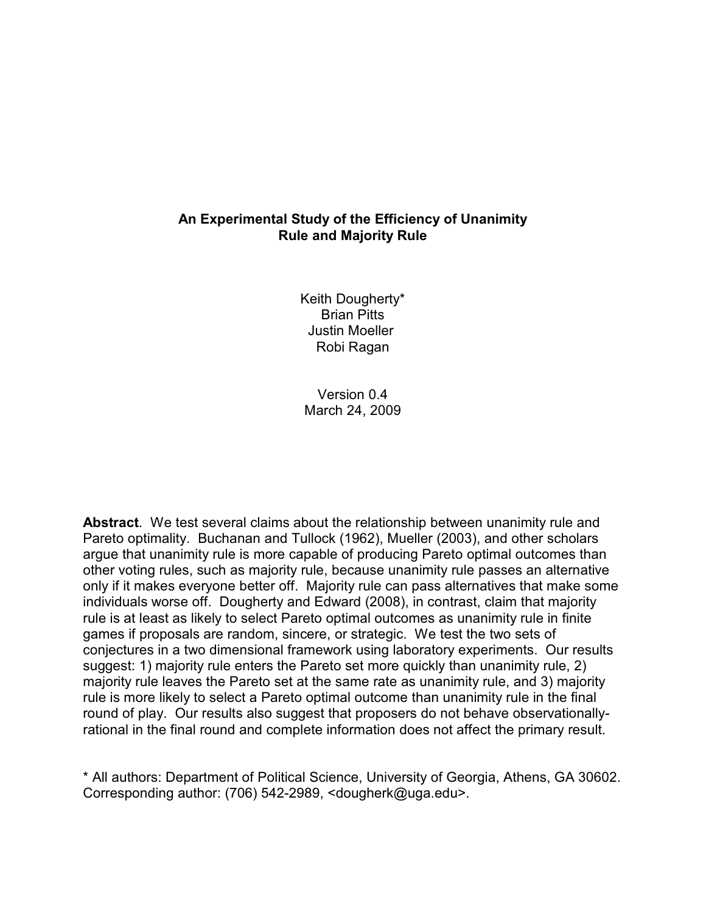# An Experimental Study of the Efficiency of Unanimity Rule and Majority Rule

Keith Dougherty*
Brian Pitts
Justin Moeller
Robi Ragan

Version 0.4
March 24, 2009

**Abstract**. We test several claims about the relationship between unanimity rule and Pareto optimality. Buchanan and Tullock (1962), Mueller (2003), and other scholars argue that unanimity rule is more capable of producing Pareto optimal outcomes than other voting rules, such as majority rule, because unanimity rule passes an alternative only if it makes everyone better off. Majority rule can pass alternatives that make some individuals worse off. Dougherty and Edward (2008), in contrast, claim that majority rule is at least as likely to select Pareto optimal outcomes as unanimity rule in finite games if proposals are random, sincere, or strategic. We test the two sets of conjectures in a two dimensional framework using laboratory experiments. Our results suggest: 1) majority rule enters the Pareto set more quickly than unanimity rule, 2) majority rule leaves the Pareto set at the same rate as unanimity rule, and 3) majority rule is more likely to select a Pareto optimal outcome than unanimity rule in the final round of play. Our results also suggest that proposers do not behave observationally-rational in the final round and complete information does not affect the primary result.

* All authors: Department of Political Science, University of Georgia, Athens, GA 30602. Corresponding author: (706) 542-2989, <dougherk@uga.edu>.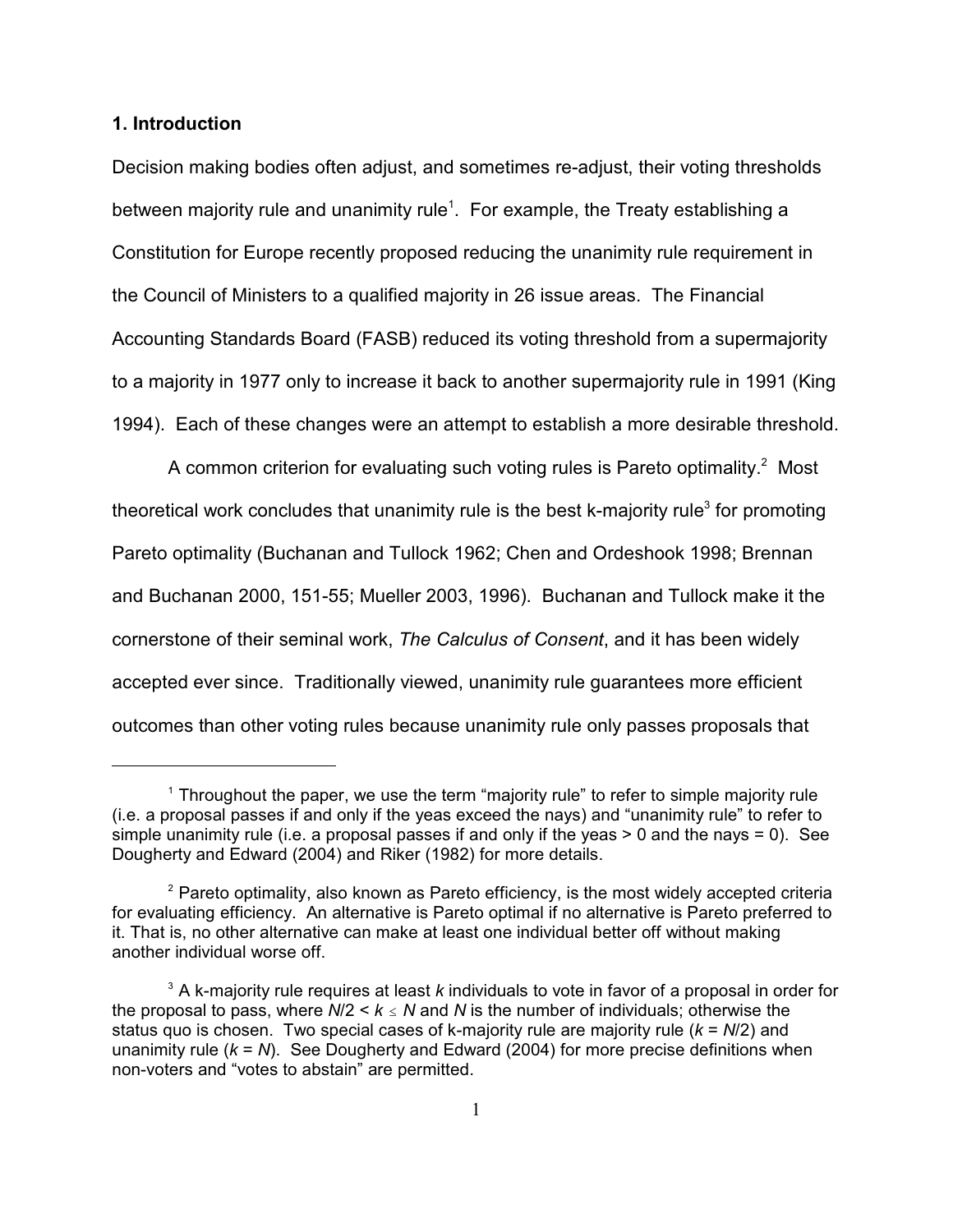## 1. Introduction

Decision making bodies often adjust, and sometimes re-adjust, their voting thresholds between majority rule and unanimity rule[1]. For example, the Treaty establishing a Constitution for Europe recently proposed reducing the unanimity rule requirement in the Council of Ministers to a qualified majority in 26 issue areas. The Financial Accounting Standards Board (FASB) reduced its voting threshold from a supermajority to a majority in 1977 only to increase it back to another supermajority rule in 1991 (King 1994). Each of these changes were an attempt to establish a more desirable threshold.

A common criterion for evaluating such voting rules is Pareto optimality.[2] Most theoretical work concludes that unanimity rule is the best k-majority rule[3] for promoting Pareto optimality (Buchanan and Tullock 1962; Chen and Ordeshook 1998; Brennan and Buchanan 2000, 151-55; Mueller 2003, 1996). Buchanan and Tullock make it the cornerstone of their seminal work, *The Calculus of Consent*, and it has been widely accepted ever since. Traditionally viewed, unanimity rule guarantees more efficient outcomes than other voting rules because unanimity rule only passes proposals that

---

[1] Throughout the paper, we use the term "majority rule" to refer to simple majority rule (i.e. a proposal passes if and only if the yeas exceed the nays) and "unanimity rule" to refer to simple unanimity rule (i.e. a proposal passes if and only if the yeas > 0 and the nays = 0). See Dougherty and Edward (2004) and Riker (1982) for more details.

[2] Pareto optimality, also known as Pareto efficiency, is the most widely accepted criteria for evaluating efficiency. An alternative is Pareto optimal if no alternative is Pareto preferred to it. That is, no other alternative can make at least one individual better off without making another individual worse off.

[3] A k-majority rule requires at least $k$ individuals to vote in favor of a proposal in order for the proposal to pass, where $N/2 < k \leq N$ and $N$ is the number of individuals; otherwise the status quo is chosen. Two special cases of k-majority rule are majority rule ($k = N/2$) and unanimity rule ($k = N$). See Dougherty and Edward (2004) for more precise definitions when non-voters and "votes to abstain" are permitted.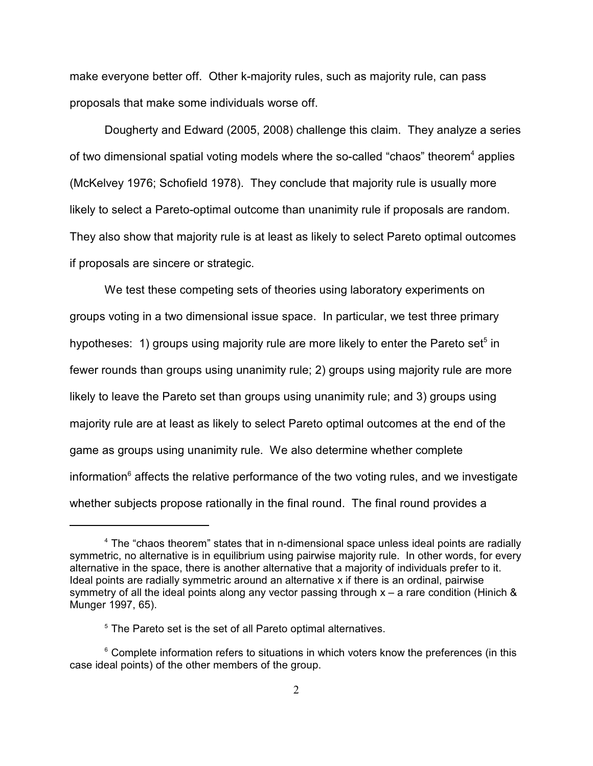make everyone better off. Other k-majority rules, such as majority rule, can pass proposals that make some individuals worse off.

Dougherty and Edward (2005, 2008) challenge this claim. They analyze a series of two dimensional spatial voting models where the so-called "chaos" theorem[4] applies (McKelvey 1976; Schofield 1978). They conclude that majority rule is usually more likely to select a Pareto-optimal outcome than unanimity rule if proposals are random. They also show that majority rule is at least as likely to select Pareto optimal outcomes if proposals are sincere or strategic.

We test these competing sets of theories using laboratory experiments on groups voting in a two dimensional issue space. In particular, we test three primary hypotheses: 1) groups using majority rule are more likely to enter the Pareto set[5] in fewer rounds than groups using unanimity rule; 2) groups using majority rule are more likely to leave the Pareto set than groups using unanimity rule; and 3) groups using majority rule are at least as likely to select Pareto optimal outcomes at the end of the game as groups using unanimity rule. We also determine whether complete information[6] affects the relative performance of the two voting rules, and we investigate whether subjects propose rationally in the final round. The final round provides a

---

[4] The "chaos theorem" states that in n-dimensional space unless ideal points are radially symmetric, no alternative is in equilibrium using pairwise majority rule. In other words, for every alternative in the space, there is another alternative that a majority of individuals prefer to it. Ideal points are radially symmetric around an alternative x if there is an ordinal, pairwise symmetry of all the ideal points along any vector passing through x – a rare condition (Hinich & Munger 1997, 65).

[5] The Pareto set is the set of all Pareto optimal alternatives.

[6] Complete information refers to situations in which voters know the preferences (in this case ideal points) of the other members of the group.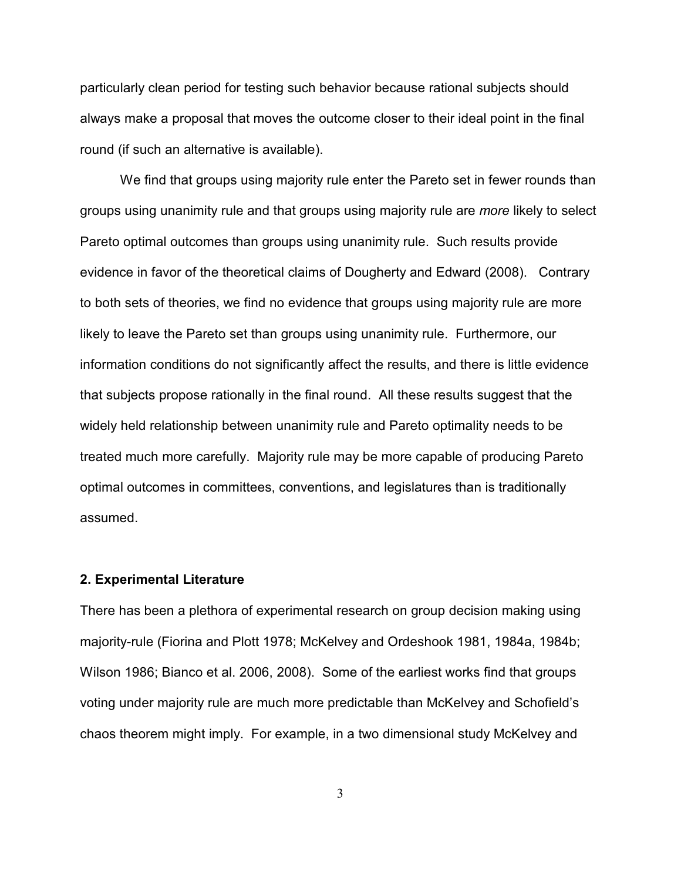particularly clean period for testing such behavior because rational subjects should always make a proposal that moves the outcome closer to their ideal point in the final round (if such an alternative is available).

We find that groups using majority rule enter the Pareto set in fewer rounds than groups using unanimity rule and that groups using majority rule are *more* likely to select Pareto optimal outcomes than groups using unanimity rule. Such results provide evidence in favor of the theoretical claims of Dougherty and Edward (2008). Contrary to both sets of theories, we find no evidence that groups using majority rule are more likely to leave the Pareto set than groups using unanimity rule. Furthermore, our information conditions do not significantly affect the results, and there is little evidence that subjects propose rationally in the final round. All these results suggest that the widely held relationship between unanimity rule and Pareto optimality needs to be treated much more carefully. Majority rule may be more capable of producing Pareto optimal outcomes in committees, conventions, and legislatures than is traditionally assumed.

## 2. Experimental Literature

There has been a plethora of experimental research on group decision making using majority-rule (Fiorina and Plott 1978; McKelvey and Ordeshook 1981, 1984a, 1984b; Wilson 1986; Bianco et al. 2006, 2008). Some of the earliest works find that groups voting under majority rule are much more predictable than McKelvey and Schofield's chaos theorem might imply. For example, in a two dimensional study McKelvey and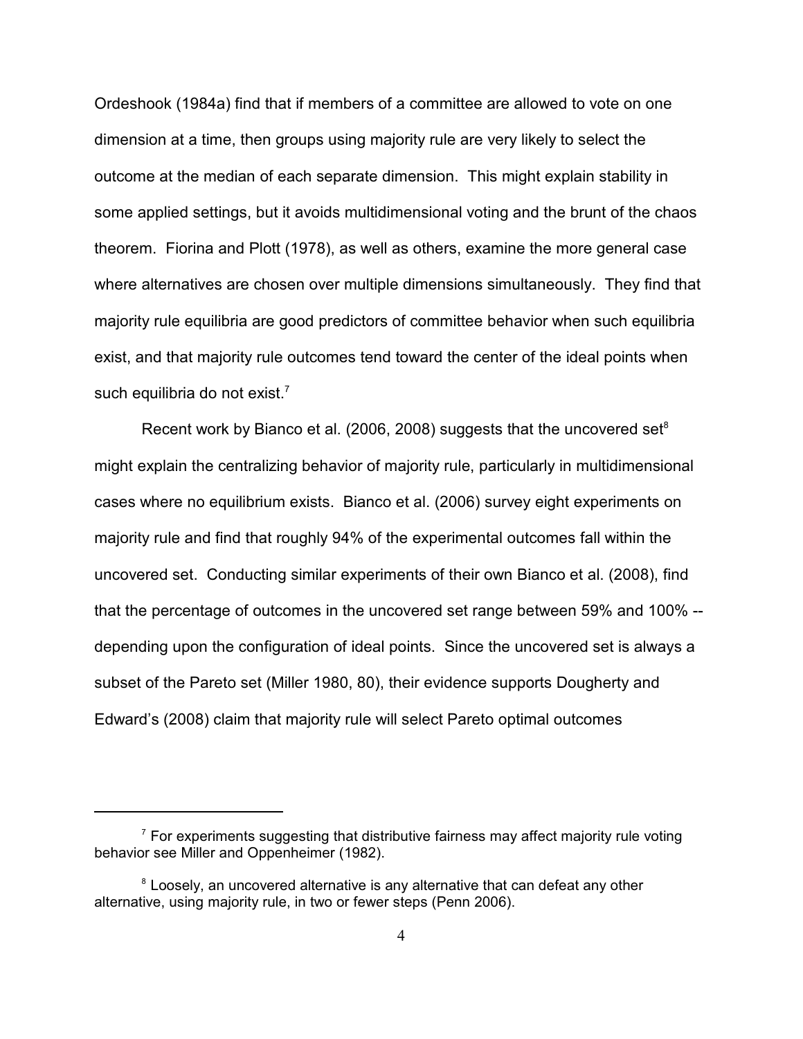Ordeshook (1984a) find that if members of a committee are allowed to vote on one dimension at a time, then groups using majority rule are very likely to select the outcome at the median of each separate dimension. This might explain stability in some applied settings, but it avoids multidimensional voting and the brunt of the chaos theorem. Fiorina and Plott (1978), as well as others, examine the more general case where alternatives are chosen over multiple dimensions simultaneously. They find that majority rule equilibria are good predictors of committee behavior when such equilibria exist, and that majority rule outcomes tend toward the center of the ideal points when such equilibria do not exist.[7]

Recent work by Bianco et al. (2006, 2008) suggests that the uncovered set[8] might explain the centralizing behavior of majority rule, particularly in multidimensional cases where no equilibrium exists. Bianco et al. (2006) survey eight experiments on majority rule and find that roughly 94% of the experimental outcomes fall within the uncovered set. Conducting similar experiments of their own Bianco et al. (2008), find that the percentage of outcomes in the uncovered set range between 59% and 100% -- depending upon the configuration of ideal points. Since the uncovered set is always a subset of the Pareto set (Miller 1980, 80), their evidence supports Dougherty and Edward's (2008) claim that majority rule will select Pareto optimal outcomes

---

[7] For experiments suggesting that distributive fairness may affect majority rule voting behavior see Miller and Oppenheimer (1982).

[8] Loosely, an uncovered alternative is any alternative that can defeat any other alternative, using majority rule, in two or fewer steps (Penn 2006).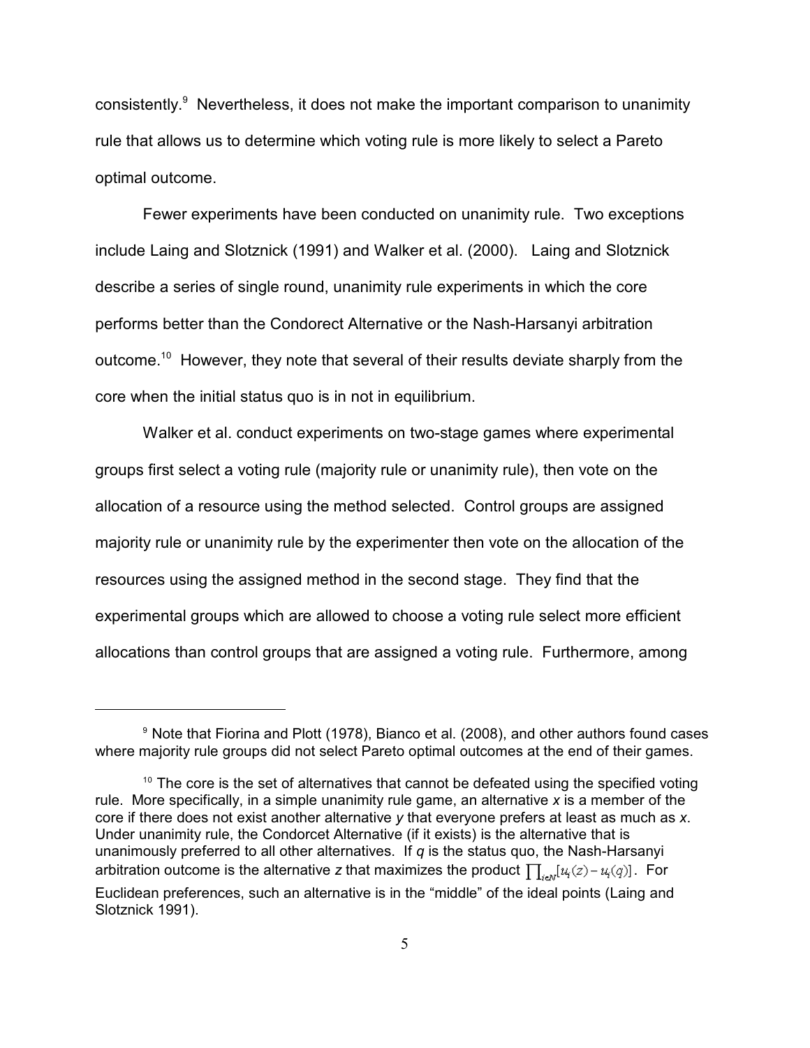consistently.[9] Nevertheless, it does not make the important comparison to unanimity rule that allows us to determine which voting rule is more likely to select a Pareto optimal outcome.

Fewer experiments have been conducted on unanimity rule. Two exceptions include Laing and Slotznick (1991) and Walker et al. (2000). Laing and Slotznick describe a series of single round, unanimity rule experiments in which the core performs better than the Condorect Alternative or the Nash-Harsanyi arbitration outcome.[10] However, they note that several of their results deviate sharply from the core when the initial status quo is in not in equilibrium.

Walker et al. conduct experiments on two-stage games where experimental groups first select a voting rule (majority rule or unanimity rule), then vote on the allocation of a resource using the method selected. Control groups are assigned majority rule or unanimity rule by the experimenter then vote on the allocation of the resources using the assigned method in the second stage. They find that the experimental groups which are allowed to choose a voting rule select more efficient allocations than control groups that are assigned a voting rule. Furthermore, among

---

[9] Note that Fiorina and Plott (1978), Bianco et al. (2008), and other authors found cases where majority rule groups did not select Pareto optimal outcomes at the end of their games.

[10] The core is the set of alternatives that cannot be defeated using the specified voting rule. More specifically, in a simple unanimity rule game, an alternative *x* is a member of the core if there does not exist another alternative *y* that everyone prefers at least as much as *x*. Under unanimity rule, the Condorcet Alternative (if it exists) is the alternative that is unanimously preferred to all other alternatives. If *q* is the status quo, the Nash-Harsanyi arbitration outcome is the alternative *z* that maximizes the product $\prod_{i \in N}[u_i(z) - u_i(q)]$. For Euclidean preferences, such an alternative is in the "middle" of the ideal points (Laing and Slotznick 1991).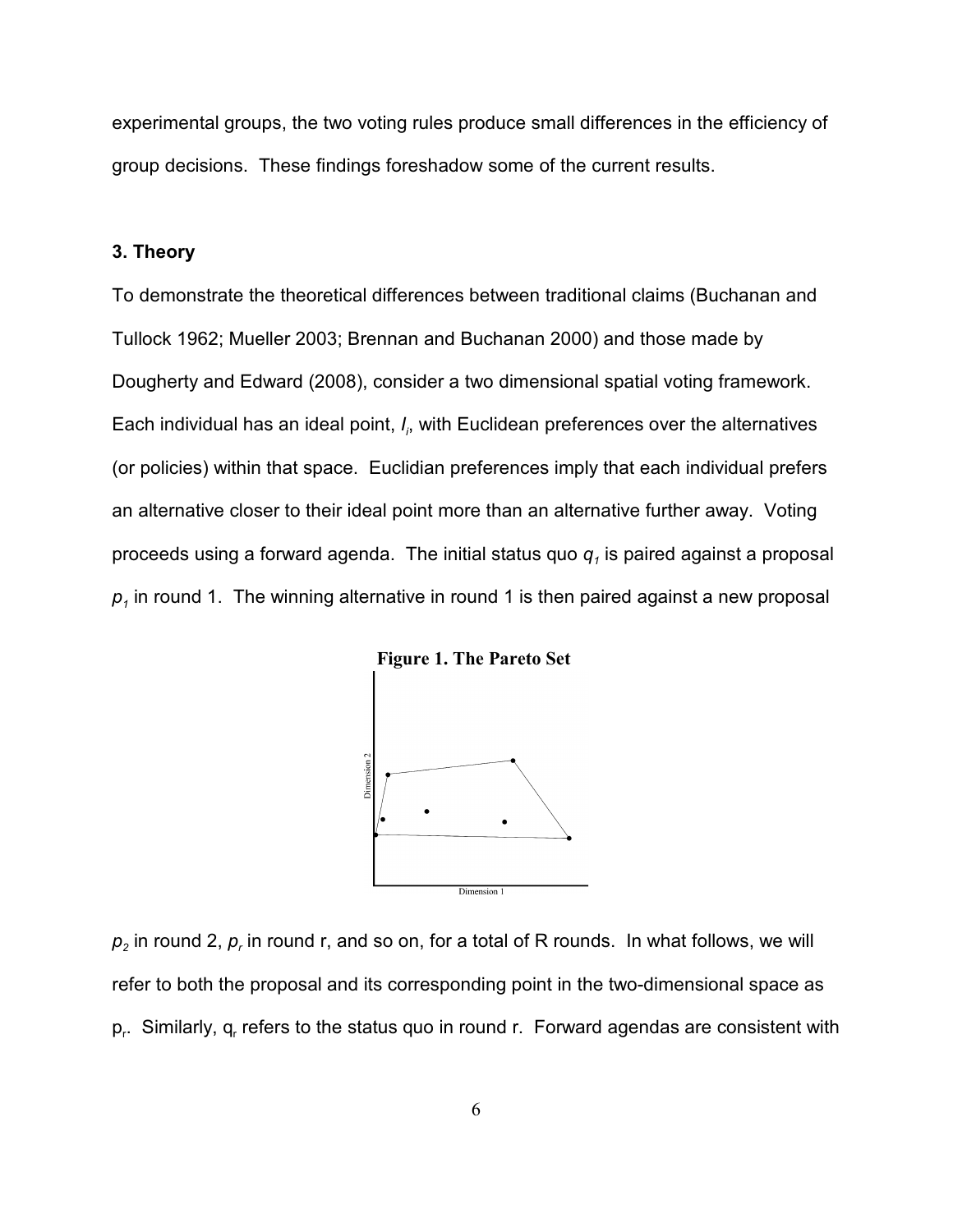experimental groups, the two voting rules produce small differences in the efficiency of group decisions. These findings foreshadow some of the current results.

## 3. Theory

To demonstrate the theoretical differences between traditional claims (Buchanan and Tullock 1962; Mueller 2003; Brennan and Buchanan 2000) and those made by Dougherty and Edward (2008), consider a two dimensional spatial voting framework. Each individual has an ideal point, $I_i$, with Euclidean preferences over the alternatives (or policies) within that space. Euclidian preferences imply that each individual prefers an alternative closer to their ideal point more than an alternative further away. Voting proceeds using a forward agenda. The initial status quo $q_1$ is paired against a proposal $p_1$ in round 1. The winning alternative in round 1 is then paired against a new proposal

**Figure 1. The Pareto Set**

$p_2$ in round 2, $p_r$ in round r, and so on, for a total of R rounds. In what follows, we will refer to both the proposal and its corresponding point in the two-dimensional space as $p_r$. Similarly, $q_r$ refers to the status quo in round r. Forward agendas are consistent with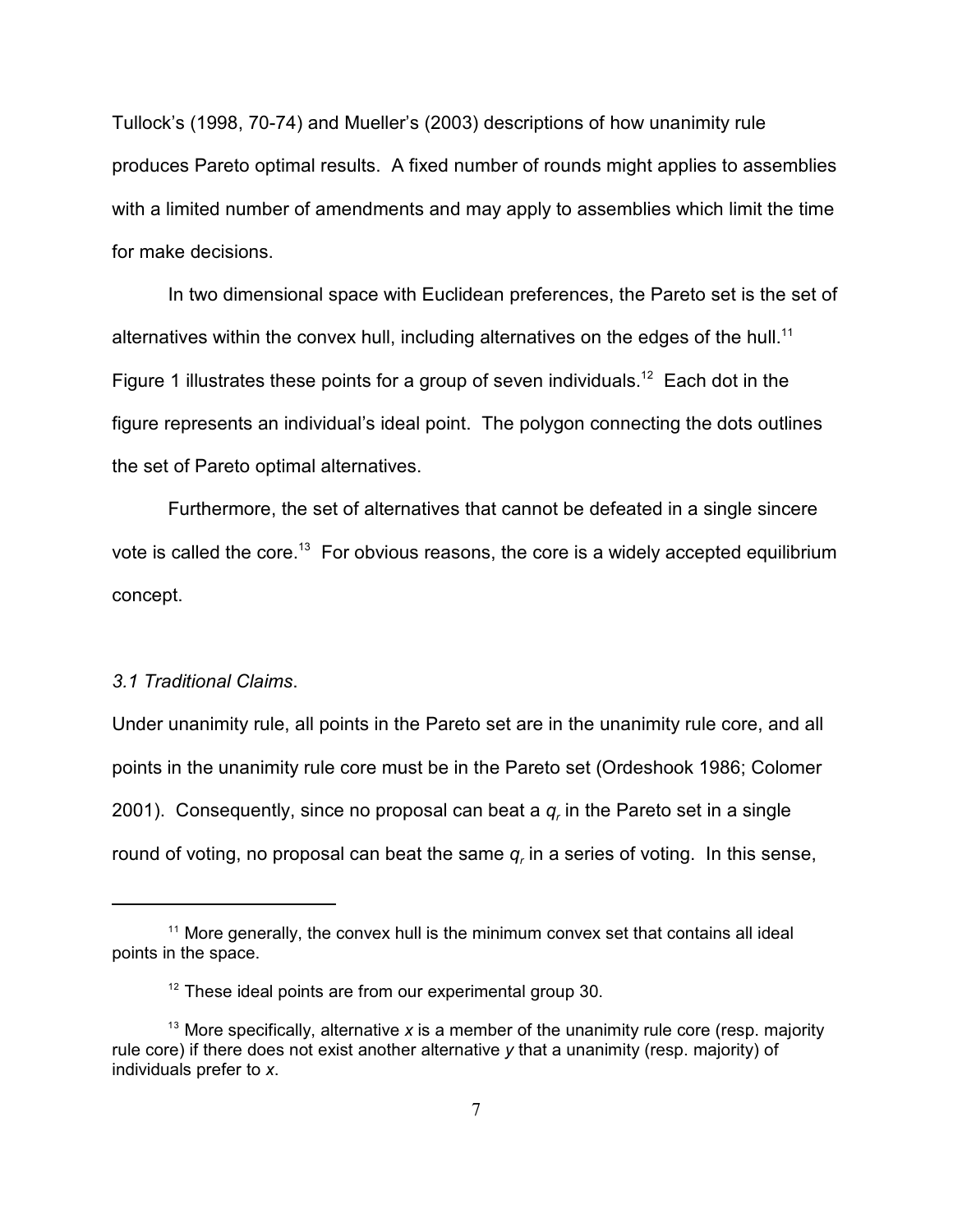Tullock's (1998, 70-74) and Mueller's (2003) descriptions of how unanimity rule produces Pareto optimal results. A fixed number of rounds might applies to assemblies with a limited number of amendments and may apply to assemblies which limit the time for make decisions.

In two dimensional space with Euclidean preferences, the Pareto set is the set of alternatives within the convex hull, including alternatives on the edges of the hull.[11] Figure 1 illustrates these points for a group of seven individuals.[12] Each dot in the figure represents an individual's ideal point. The polygon connecting the dots outlines the set of Pareto optimal alternatives.

Furthermore, the set of alternatives that cannot be defeated in a single sincere vote is called the core.[13] For obvious reasons, the core is a widely accepted equilibrium concept.

### *3.1 Traditional Claims*.

Under unanimity rule, all points in the Pareto set are in the unanimity rule core, and all points in the unanimity rule core must be in the Pareto set (Ordeshook 1986; Colomer 2001). Consequently, since no proposal can beat a $q_r$ in the Pareto set in a single round of voting, no proposal can beat the same $q_r$ in a series of voting. In this sense,

---

[11] More generally, the convex hull is the minimum convex set that contains all ideal points in the space.

[12] These ideal points are from our experimental group 30.

[13] More specifically, alternative *x* is a member of the unanimity rule core (resp. majority rule core) if there does not exist another alternative *y* that a unanimity (resp. majority) of individuals prefer to *x*.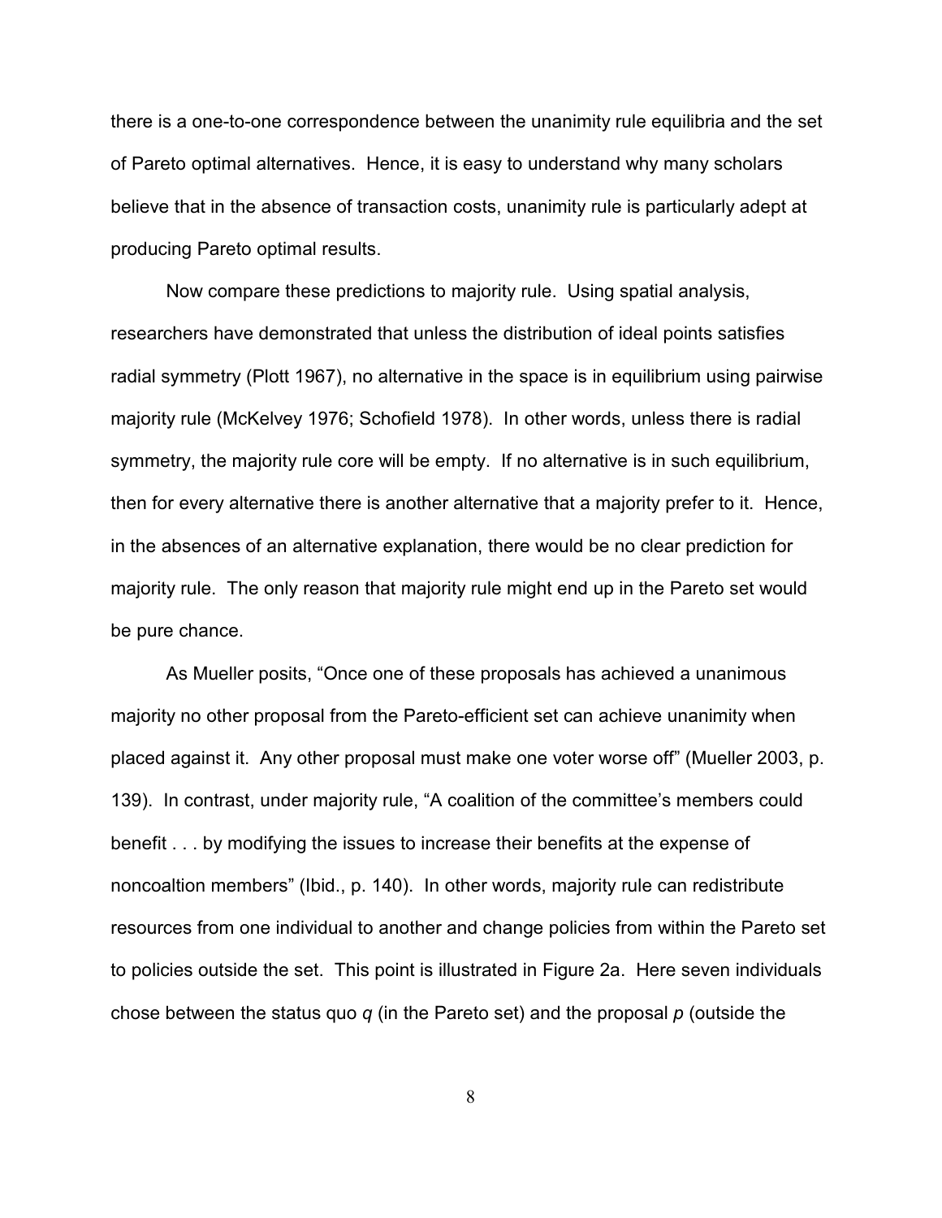there is a one-to-one correspondence between the unanimity rule equilibria and the set of Pareto optimal alternatives. Hence, it is easy to understand why many scholars believe that in the absence of transaction costs, unanimity rule is particularly adept at producing Pareto optimal results.

Now compare these predictions to majority rule. Using spatial analysis, researchers have demonstrated that unless the distribution of ideal points satisfies radial symmetry (Plott 1967), no alternative in the space is in equilibrium using pairwise majority rule (McKelvey 1976; Schofield 1978). In other words, unless there is radial symmetry, the majority rule core will be empty. If no alternative is in such equilibrium, then for every alternative there is another alternative that a majority prefer to it. Hence, in the absences of an alternative explanation, there would be no clear prediction for majority rule. The only reason that majority rule might end up in the Pareto set would be pure chance.

As Mueller posits, "Once one of these proposals has achieved a unanimous majority no other proposal from the Pareto-efficient set can achieve unanimity when placed against it. Any other proposal must make one voter worse off" (Mueller 2003, p. 139). In contrast, under majority rule, "A coalition of the committee's members could benefit . . . by modifying the issues to increase their benefits at the expense of noncoaltion members" (Ibid., p. 140). In other words, majority rule can redistribute resources from one individual to another and change policies from within the Pareto set to policies outside the set. This point is illustrated in Figure 2a. Here seven individuals chose between the status quo *q* (in the Pareto set) and the proposal *p* (outside the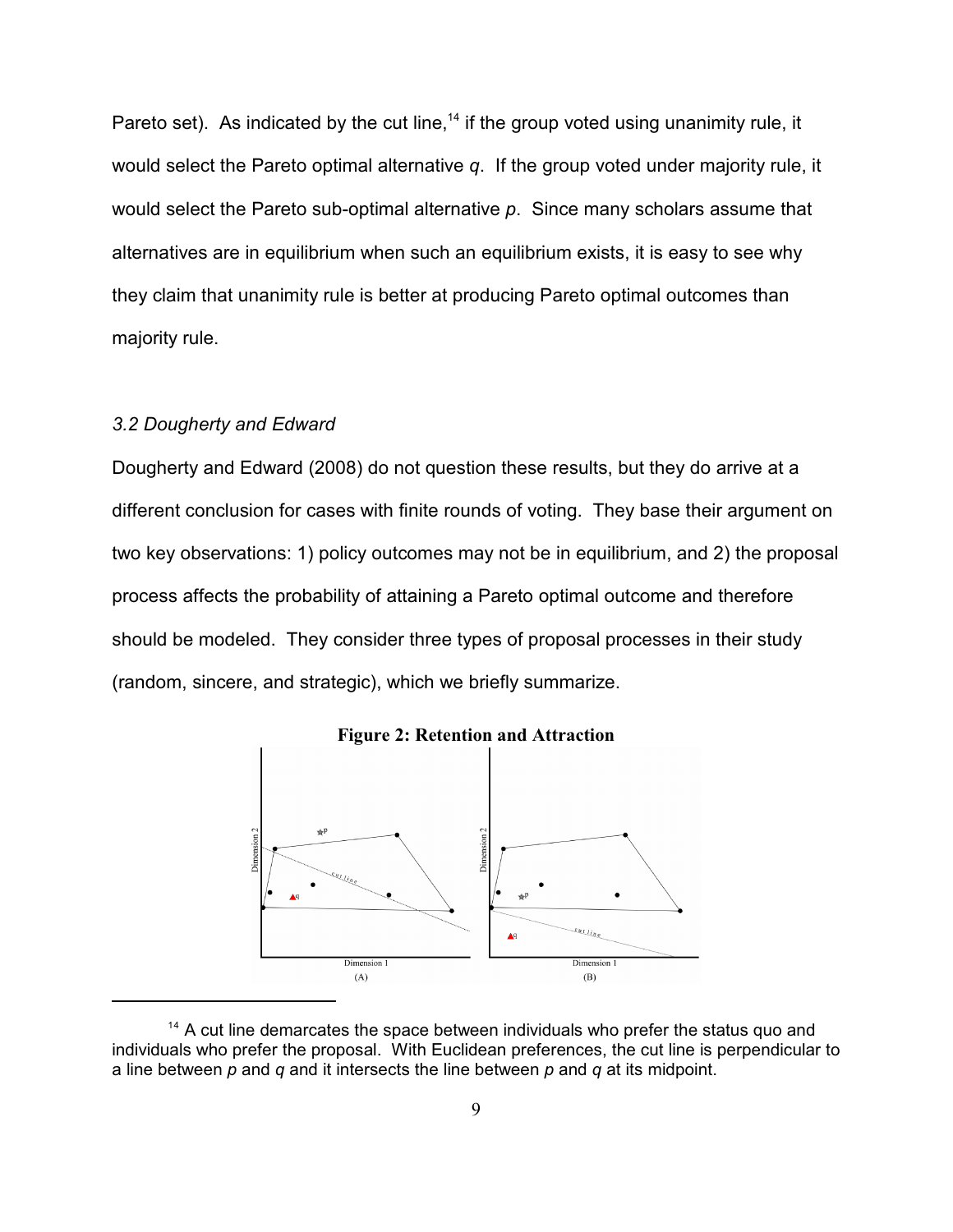Pareto set). As indicated by the cut line,[14] if the group voted using unanimity rule, it would select the Pareto optimal alternative *q*. If the group voted under majority rule, it would select the Pareto sub-optimal alternative *p*. Since many scholars assume that alternatives are in equilibrium when such an equilibrium exists, it is easy to see why they claim that unanimity rule is better at producing Pareto optimal outcomes than majority rule.

### *3.2 Dougherty and Edward*

Dougherty and Edward (2008) do not question these results, but they do arrive at a different conclusion for cases with finite rounds of voting. They base their argument on two key observations: 1) policy outcomes may not be in equilibrium, and 2) the proposal process affects the probability of attaining a Pareto optimal outcome and therefore should be modeled. They consider three types of proposal processes in their study (random, sincere, and strategic), which we briefly summarize.

**Figure 2: Retention and Attraction**

[14] A cut line demarcates the space between individuals who prefer the status quo and individuals who prefer the proposal. With Euclidean preferences, the cut line is perpendicular to a line between *p* and *q* and it intersects the line between *p* and *q* at its midpoint.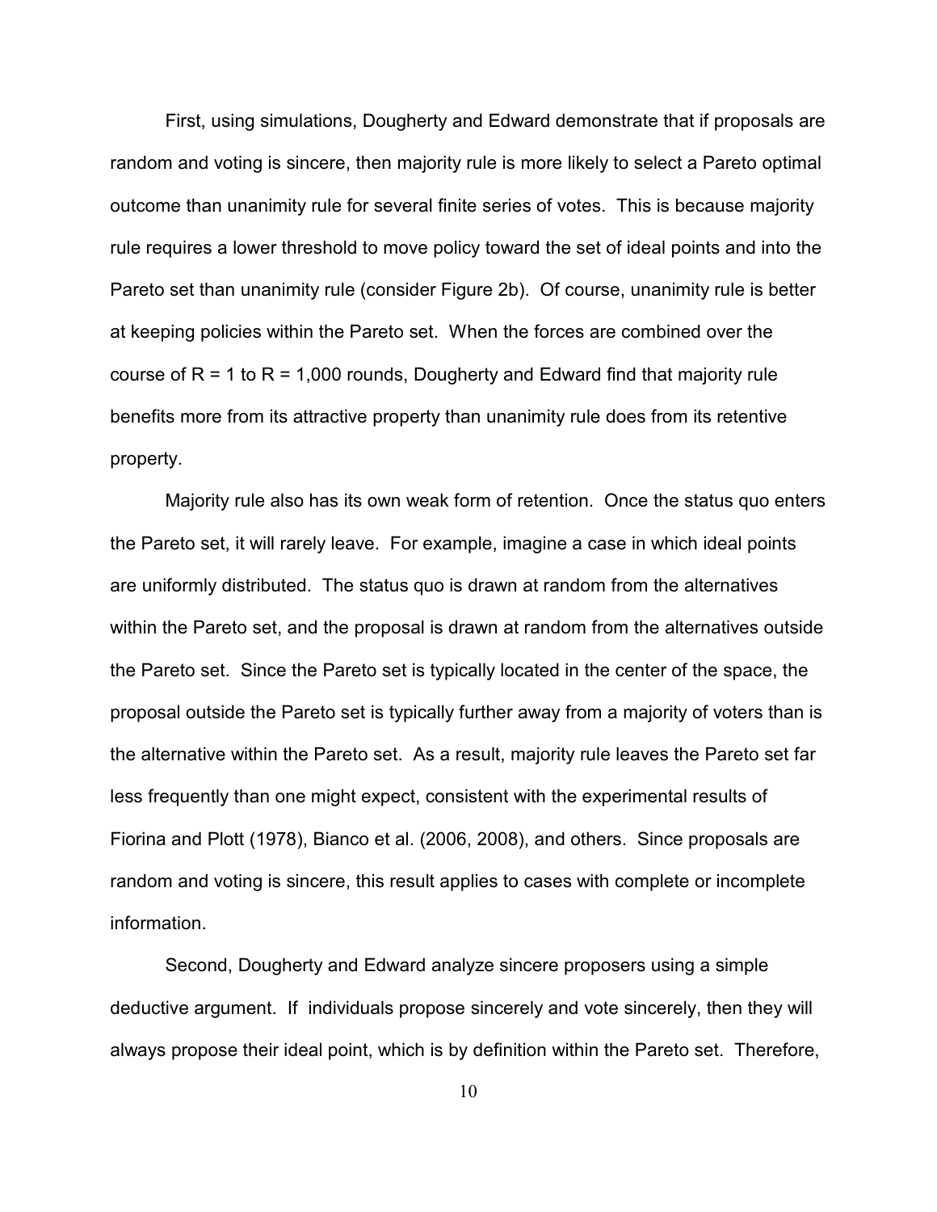First, using simulations, Dougherty and Edward demonstrate that if proposals are random and voting is sincere, then majority rule is more likely to select a Pareto optimal outcome than unanimity rule for several finite series of votes. This is because majority rule requires a lower threshold to move policy toward the set of ideal points and into the Pareto set than unanimity rule (consider Figure 2b). Of course, unanimity rule is better at keeping policies within the Pareto set. When the forces are combined over the course of $R = 1$ to $R = 1{,}000$ rounds, Dougherty and Edward find that majority rule benefits more from its attractive property than unanimity rule does from its retentive property.

Majority rule also has its own weak form of retention. Once the status quo enters the Pareto set, it will rarely leave. For example, imagine a case in which ideal points are uniformly distributed. The status quo is drawn at random from the alternatives within the Pareto set, and the proposal is drawn at random from the alternatives outside the Pareto set. Since the Pareto set is typically located in the center of the space, the proposal outside the Pareto set is typically further away from a majority of voters than is the alternative within the Pareto set. As a result, majority rule leaves the Pareto set far less frequently than one might expect, consistent with the experimental results of Fiorina and Plott (1978), Bianco et al. (2006, 2008), and others. Since proposals are random and voting is sincere, this result applies to cases with complete or incomplete information.

Second, Dougherty and Edward analyze sincere proposers using a simple deductive argument. If individuals propose sincerely and vote sincerely, then they will always propose their ideal point, which is by definition within the Pareto set. Therefore,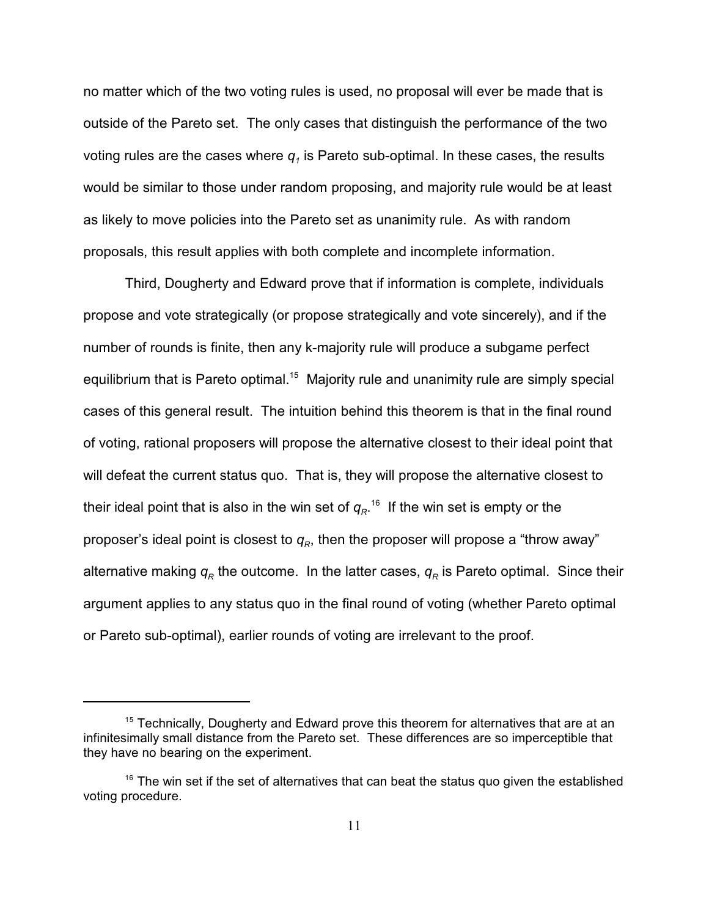no matter which of the two voting rules is used, no proposal will ever be made that is outside of the Pareto set. The only cases that distinguish the performance of the two voting rules are the cases where $q_1$ is Pareto sub-optimal. In these cases, the results would be similar to those under random proposing, and majority rule would be at least as likely to move policies into the Pareto set as unanimity rule. As with random proposals, this result applies with both complete and incomplete information.

Third, Dougherty and Edward prove that if information is complete, individuals propose and vote strategically (or propose strategically and vote sincerely), and if the number of rounds is finite, then any k-majority rule will produce a subgame perfect equilibrium that is Pareto optimal.[15] Majority rule and unanimity rule are simply special cases of this general result. The intuition behind this theorem is that in the final round of voting, rational proposers will propose the alternative closest to their ideal point that will defeat the current status quo. That is, they will propose the alternative closest to their ideal point that is also in the win set of $q_R$.[16] If the win set is empty or the proposer's ideal point is closest to $q_R$, then the proposer will propose a "throw away" alternative making $q_R$ the outcome. In the latter cases, $q_R$ is Pareto optimal. Since their argument applies to any status quo in the final round of voting (whether Pareto optimal or Pareto sub-optimal), earlier rounds of voting are irrelevant to the proof.

---

[15] Technically, Dougherty and Edward prove this theorem for alternatives that are at an infinitesimally small distance from the Pareto set. These differences are so imperceptible that they have no bearing on the experiment.

[16] The win set if the set of alternatives that can beat the status quo given the established voting procedure.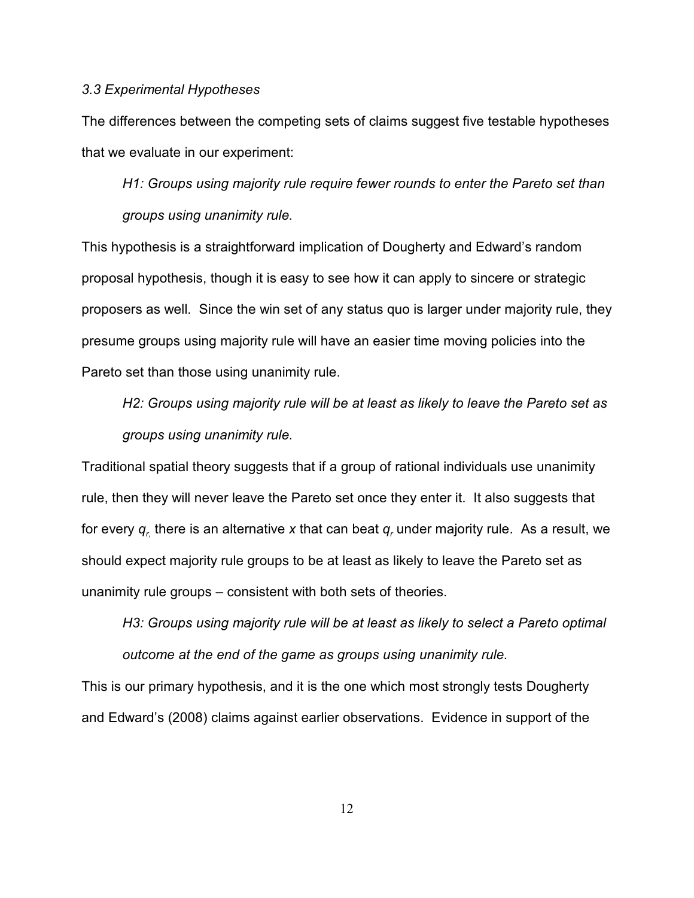### *3.3 Experimental Hypotheses*

The differences between the competing sets of claims suggest five testable hypotheses that we evaluate in our experiment:

> *H1: Groups using majority rule require fewer rounds to enter the Pareto set than groups using unanimity rule.*

This hypothesis is a straightforward implication of Dougherty and Edward's random proposal hypothesis, though it is easy to see how it can apply to sincere or strategic proposers as well. Since the win set of any status quo is larger under majority rule, they presume groups using majority rule will have an easier time moving policies into the Pareto set than those using unanimity rule.

> *H2: Groups using majority rule will be at least as likely to leave the Pareto set as groups using unanimity rule.*

Traditional spatial theory suggests that if a group of rational individuals use unanimity rule, then they will never leave the Pareto set once they enter it. It also suggests that for every $q_r$, there is an alternative $x$ that can beat $q_r$ under majority rule. As a result, we should expect majority rule groups to be at least as likely to leave the Pareto set as unanimity rule groups – consistent with both sets of theories.

> *H3: Groups using majority rule will be at least as likely to select a Pareto optimal outcome at the end of the game as groups using unanimity rule.*

This is our primary hypothesis, and it is the one which most strongly tests Dougherty and Edward's (2008) claims against earlier observations. Evidence in support of the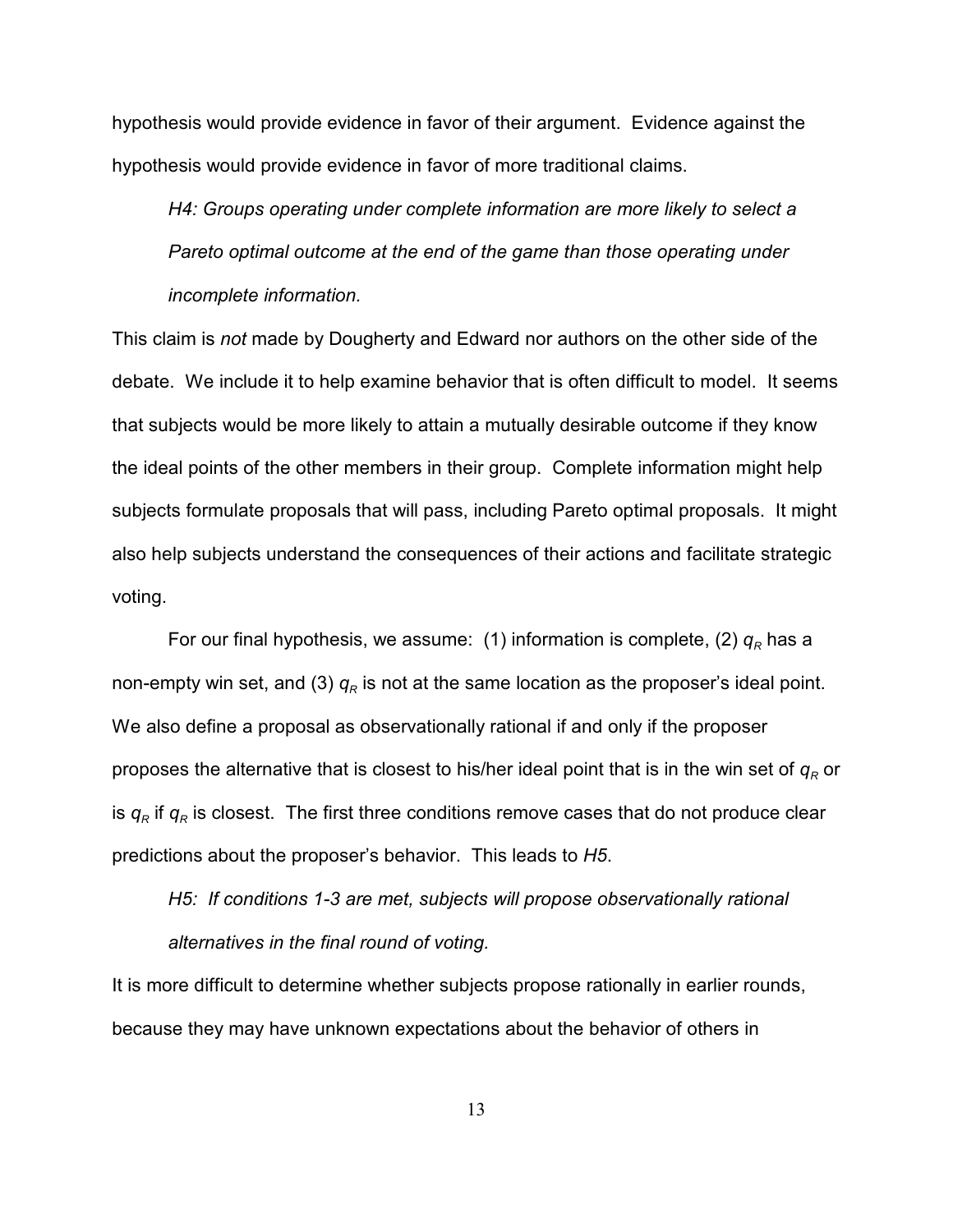hypothesis would provide evidence in favor of their argument. Evidence against the hypothesis would provide evidence in favor of more traditional claims.

> *H4: Groups operating under complete information are more likely to select a Pareto optimal outcome at the end of the game than those operating under incomplete information.*

This claim is *not* made by Dougherty and Edward nor authors on the other side of the debate. We include it to help examine behavior that is often difficult to model. It seems that subjects would be more likely to attain a mutually desirable outcome if they know the ideal points of the other members in their group. Complete information might help subjects formulate proposals that will pass, including Pareto optimal proposals. It might also help subjects understand the consequences of their actions and facilitate strategic voting.

For our final hypothesis, we assume: (1) information is complete, (2) $q_R$ has a non-empty win set, and (3) $q_R$ is not at the same location as the proposer's ideal point. We also define a proposal as observationally rational if and only if the proposer proposes the alternative that is closest to his/her ideal point that is in the win set of $q_R$ or is $q_R$ if $q_R$ is closest. The first three conditions remove cases that do not produce clear predictions about the proposer's behavior. This leads to *H5*.

> *H5: If conditions 1-3 are met, subjects will propose observationally rational alternatives in the final round of voting.*

It is more difficult to determine whether subjects propose rationally in earlier rounds, because they may have unknown expectations about the behavior of others in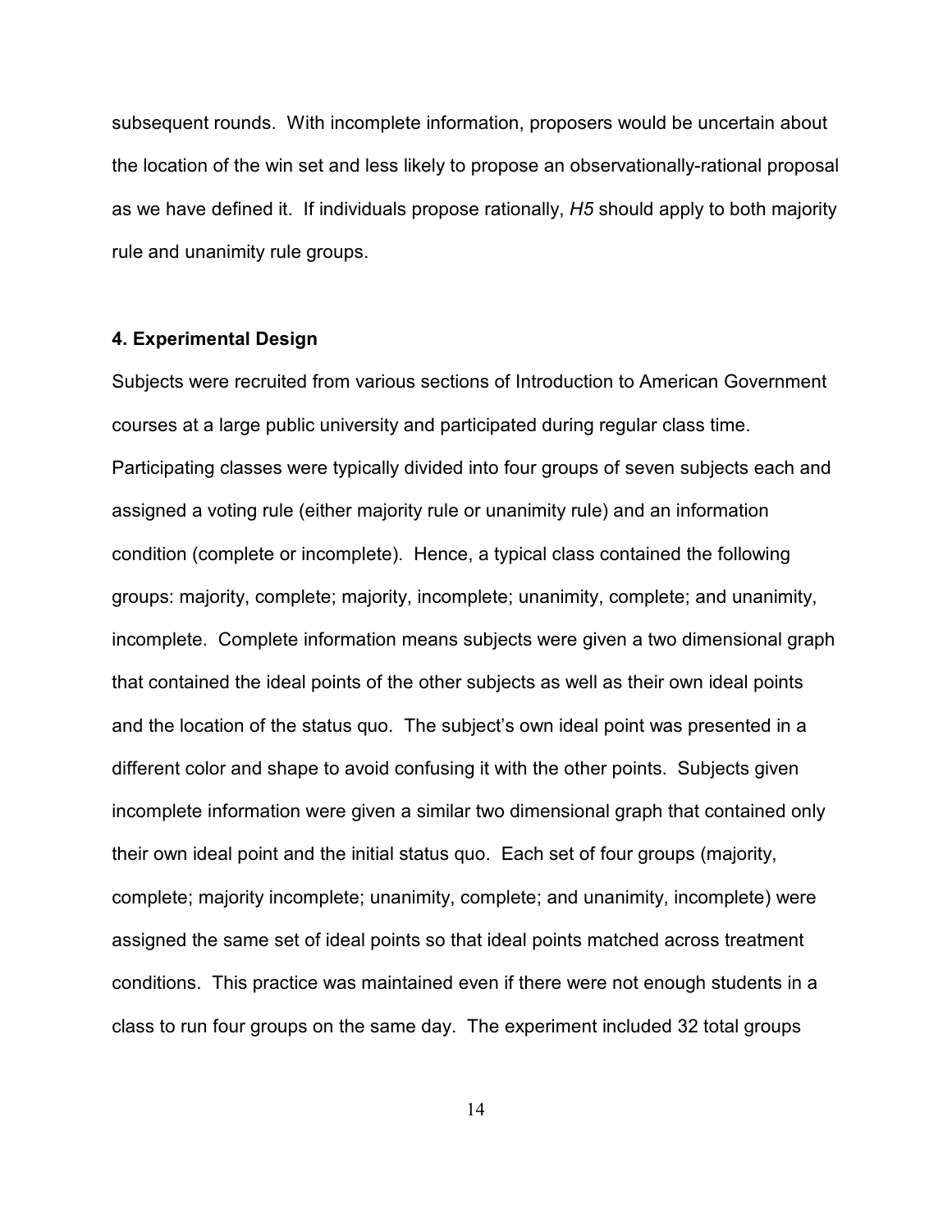subsequent rounds. With incomplete information, proposers would be uncertain about the location of the win set and less likely to propose an observationally-rational proposal as we have defined it. If individuals propose rationally, *H5* should apply to both majority rule and unanimity rule groups.

## 4. Experimental Design

Subjects were recruited from various sections of Introduction to American Government courses at a large public university and participated during regular class time. Participating classes were typically divided into four groups of seven subjects each and assigned a voting rule (either majority rule or unanimity rule) and an information condition (complete or incomplete). Hence, a typical class contained the following groups: majority, complete; majority, incomplete; unanimity, complete; and unanimity, incomplete. Complete information means subjects were given a two dimensional graph that contained the ideal points of the other subjects as well as their own ideal points and the location of the status quo. The subject's own ideal point was presented in a different color and shape to avoid confusing it with the other points. Subjects given incomplete information were given a similar two dimensional graph that contained only their own ideal point and the initial status quo. Each set of four groups (majority, complete; majority incomplete; unanimity, complete; and unanimity, incomplete) were assigned the same set of ideal points so that ideal points matched across treatment conditions. This practice was maintained even if there were not enough students in a class to run four groups on the same day. The experiment included 32 total groups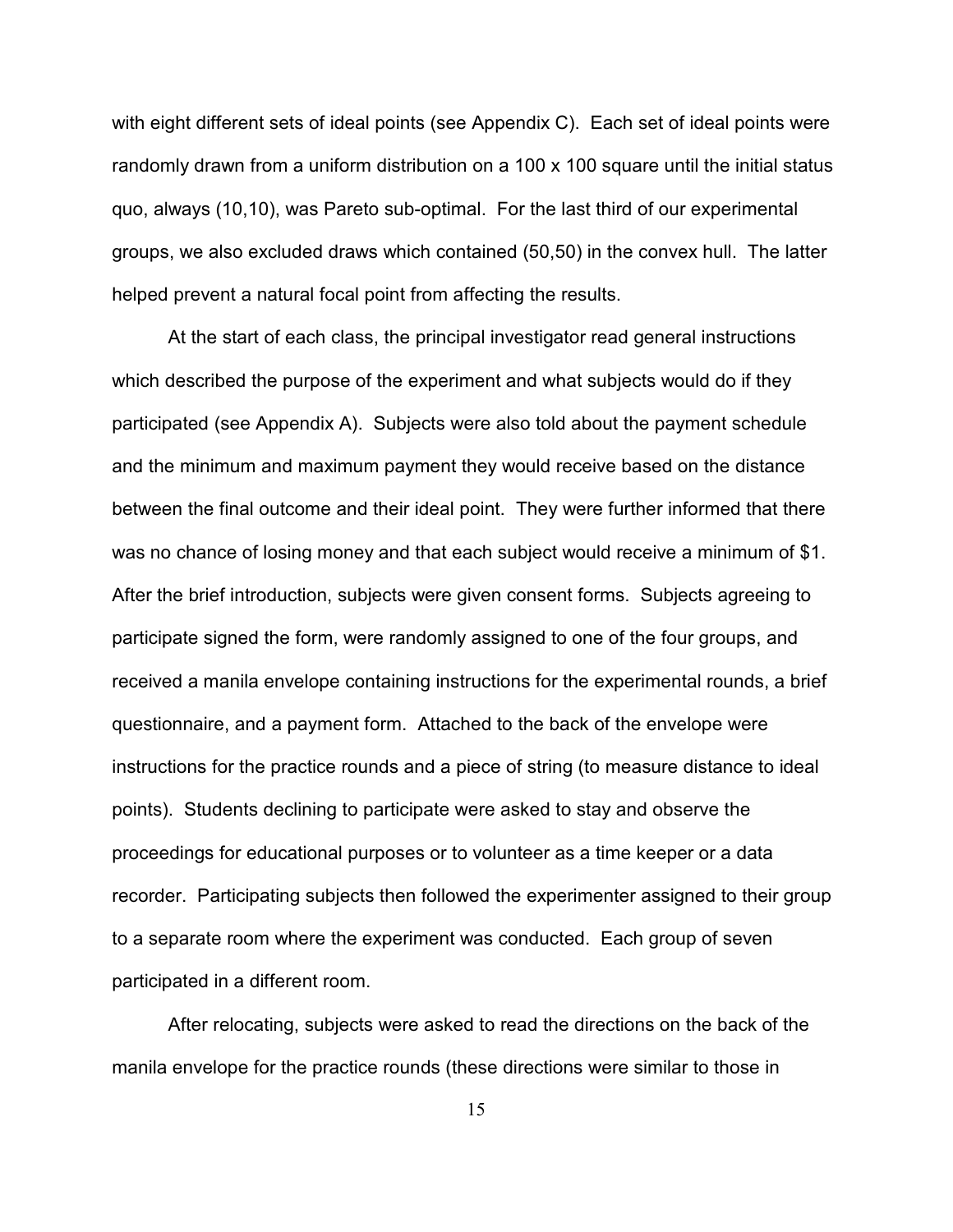with eight different sets of ideal points (see Appendix C). Each set of ideal points were randomly drawn from a uniform distribution on a 100 x 100 square until the initial status quo, always (10,10), was Pareto sub-optimal. For the last third of our experimental groups, we also excluded draws which contained (50,50) in the convex hull. The latter helped prevent a natural focal point from affecting the results.

At the start of each class, the principal investigator read general instructions which described the purpose of the experiment and what subjects would do if they participated (see Appendix A). Subjects were also told about the payment schedule and the minimum and maximum payment they would receive based on the distance between the final outcome and their ideal point. They were further informed that there was no chance of losing money and that each subject would receive a minimum of $1. After the brief introduction, subjects were given consent forms. Subjects agreeing to participate signed the form, were randomly assigned to one of the four groups, and received a manila envelope containing instructions for the experimental rounds, a brief questionnaire, and a payment form. Attached to the back of the envelope were instructions for the practice rounds and a piece of string (to measure distance to ideal points). Students declining to participate were asked to stay and observe the proceedings for educational purposes or to volunteer as a time keeper or a data recorder. Participating subjects then followed the experimenter assigned to their group to a separate room where the experiment was conducted. Each group of seven participated in a different room.

After relocating, subjects were asked to read the directions on the back of the manila envelope for the practice rounds (these directions were similar to those in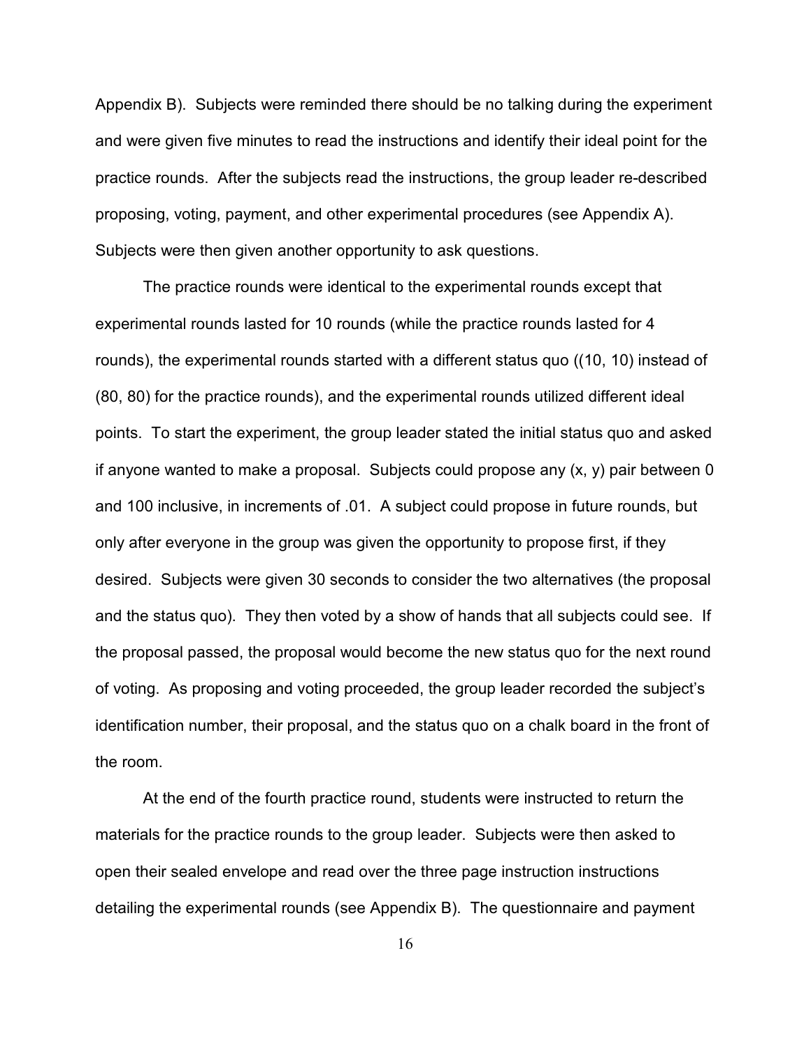Appendix B). Subjects were reminded there should be no talking during the experiment and were given five minutes to read the instructions and identify their ideal point for the practice rounds. After the subjects read the instructions, the group leader re-described proposing, voting, payment, and other experimental procedures (see Appendix A). Subjects were then given another opportunity to ask questions.

The practice rounds were identical to the experimental rounds except that experimental rounds lasted for 10 rounds (while the practice rounds lasted for 4 rounds), the experimental rounds started with a different status quo ((10, 10) instead of (80, 80) for the practice rounds), and the experimental rounds utilized different ideal points. To start the experiment, the group leader stated the initial status quo and asked if anyone wanted to make a proposal. Subjects could propose any (x, y) pair between 0 and 100 inclusive, in increments of .01. A subject could propose in future rounds, but only after everyone in the group was given the opportunity to propose first, if they desired. Subjects were given 30 seconds to consider the two alternatives (the proposal and the status quo). They then voted by a show of hands that all subjects could see. If the proposal passed, the proposal would become the new status quo for the next round of voting. As proposing and voting proceeded, the group leader recorded the subject's identification number, their proposal, and the status quo on a chalk board in the front of the room.

At the end of the fourth practice round, students were instructed to return the materials for the practice rounds to the group leader. Subjects were then asked to open their sealed envelope and read over the three page instruction instructions detailing the experimental rounds (see Appendix B). The questionnaire and payment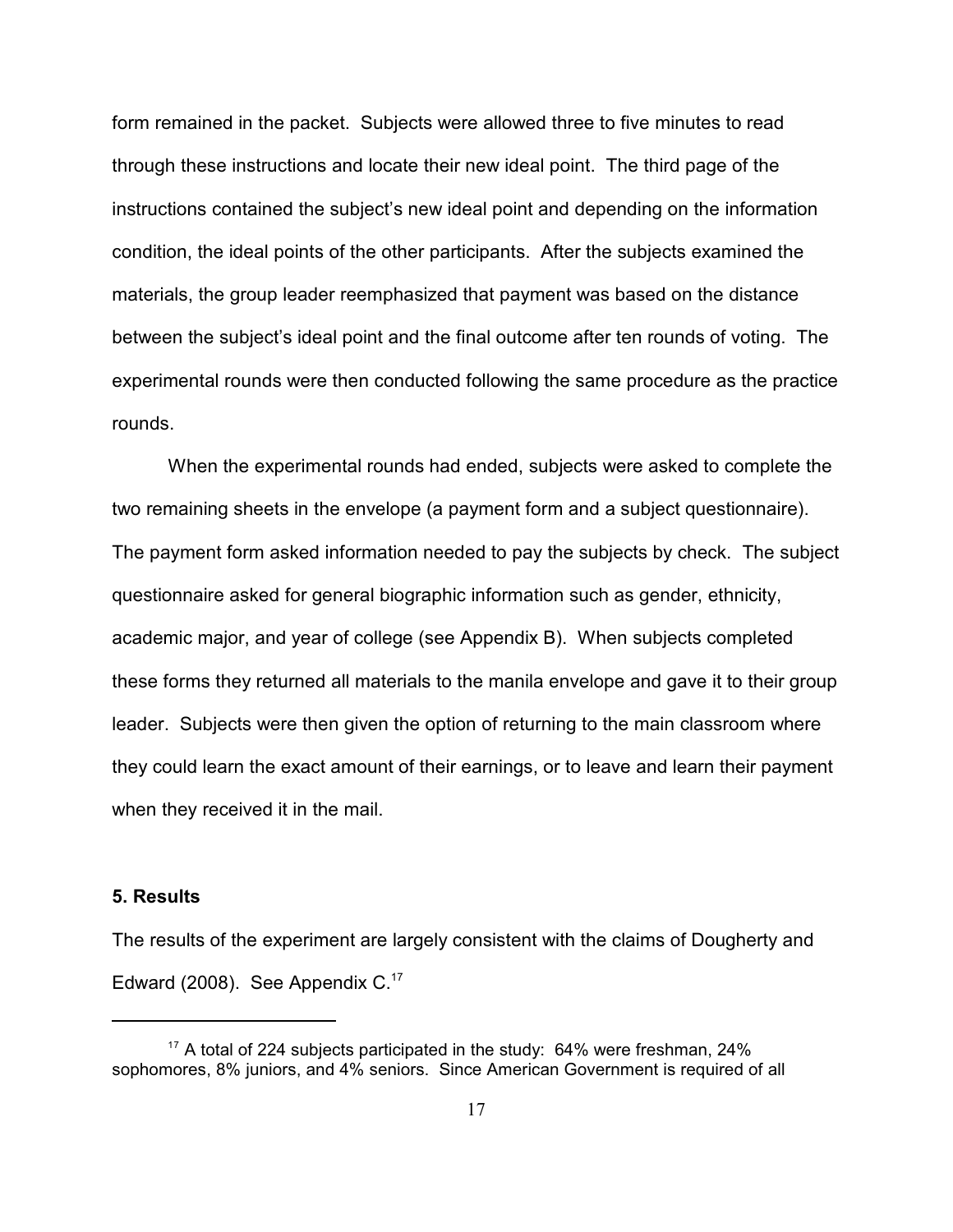form remained in the packet. Subjects were allowed three to five minutes to read through these instructions and locate their new ideal point. The third page of the instructions contained the subject's new ideal point and depending on the information condition, the ideal points of the other participants. After the subjects examined the materials, the group leader reemphasized that payment was based on the distance between the subject's ideal point and the final outcome after ten rounds of voting. The experimental rounds were then conducted following the same procedure as the practice rounds.

When the experimental rounds had ended, subjects were asked to complete the two remaining sheets in the envelope (a payment form and a subject questionnaire). The payment form asked information needed to pay the subjects by check. The subject questionnaire asked for general biographic information such as gender, ethnicity, academic major, and year of college (see Appendix B). When subjects completed these forms they returned all materials to the manila envelope and gave it to their group leader. Subjects were then given the option of returning to the main classroom where they could learn the exact amount of their earnings, or to leave and learn their payment when they received it in the mail.

## 5. Results

The results of the experiment are largely consistent with the claims of Dougherty and Edward (2008). See Appendix C.[17]

---

[17] A total of 224 subjects participated in the study: 64% were freshman, 24% sophomores, 8% juniors, and 4% seniors. Since American Government is required of all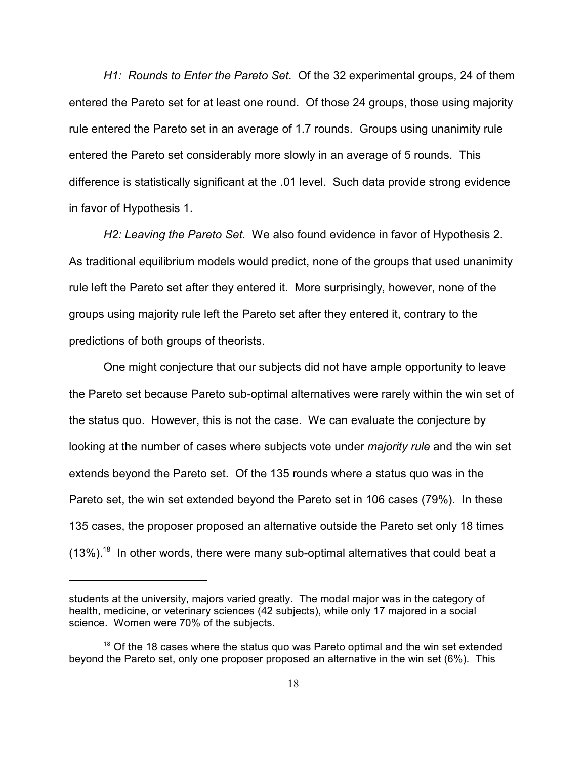*H1: Rounds to Enter the Pareto Set*. Of the 32 experimental groups, 24 of them entered the Pareto set for at least one round. Of those 24 groups, those using majority rule entered the Pareto set in an average of 1.7 rounds. Groups using unanimity rule entered the Pareto set considerably more slowly in an average of 5 rounds. This difference is statistically significant at the .01 level. Such data provide strong evidence in favor of Hypothesis 1.

*H2: Leaving the Pareto Set*. We also found evidence in favor of Hypothesis 2. As traditional equilibrium models would predict, none of the groups that used unanimity rule left the Pareto set after they entered it. More surprisingly, however, none of the groups using majority rule left the Pareto set after they entered it, contrary to the predictions of both groups of theorists.

One might conjecture that our subjects did not have ample opportunity to leave the Pareto set because Pareto sub-optimal alternatives were rarely within the win set of the status quo. However, this is not the case. We can evaluate the conjecture by looking at the number of cases where subjects vote under *majority rule* and the win set extends beyond the Pareto set. Of the 135 rounds where a status quo was in the Pareto set, the win set extended beyond the Pareto set in 106 cases (79%). In these 135 cases, the proposer proposed an alternative outside the Pareto set only 18 times (13%).[18] In other words, there were many sub-optimal alternatives that could beat a

---

students at the university, majors varied greatly. The modal major was in the category of health, medicine, or veterinary sciences (42 subjects), while only 17 majored in a social science. Women were 70% of the subjects.

[18] Of the 18 cases where the status quo was Pareto optimal and the win set extended beyond the Pareto set, only one proposer proposed an alternative in the win set (6%). This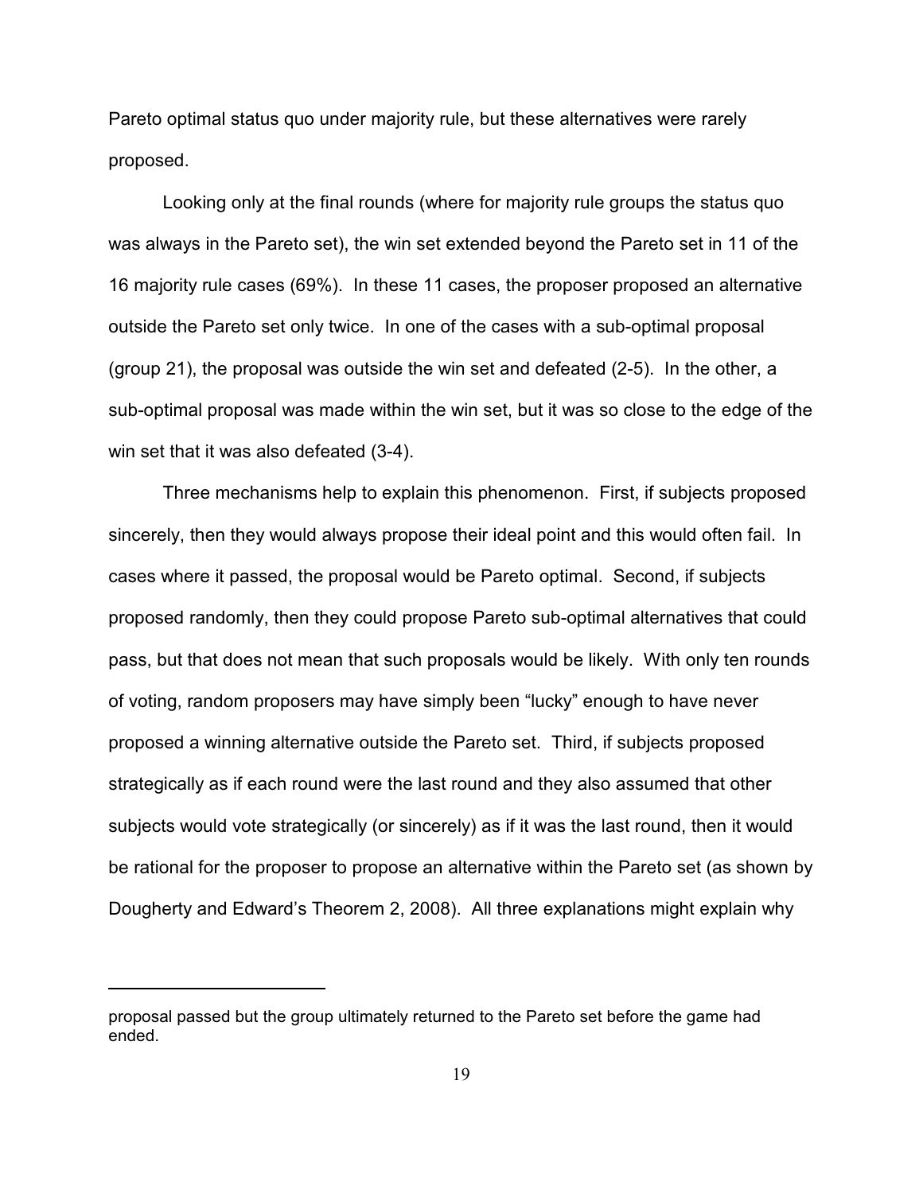Pareto optimal status quo under majority rule, but these alternatives were rarely proposed.

Looking only at the final rounds (where for majority rule groups the status quo was always in the Pareto set), the win set extended beyond the Pareto set in 11 of the 16 majority rule cases (69%). In these 11 cases, the proposer proposed an alternative outside the Pareto set only twice. In one of the cases with a sub-optimal proposal (group 21), the proposal was outside the win set and defeated (2-5). In the other, a sub-optimal proposal was made within the win set, but it was so close to the edge of the win set that it was also defeated (3-4).

Three mechanisms help to explain this phenomenon. First, if subjects proposed sincerely, then they would always propose their ideal point and this would often fail. In cases where it passed, the proposal would be Pareto optimal. Second, if subjects proposed randomly, then they could propose Pareto sub-optimal alternatives that could pass, but that does not mean that such proposals would be likely. With only ten rounds of voting, random proposers may have simply been "lucky" enough to have never proposed a winning alternative outside the Pareto set. Third, if subjects proposed strategically as if each round were the last round and they also assumed that other subjects would vote strategically (or sincerely) as if it was the last round, then it would be rational for the proposer to propose an alternative within the Pareto set (as shown by Dougherty and Edward's Theorem 2, 2008). All three explanations might explain why

---

proposal passed but the group ultimately returned to the Pareto set before the game had ended.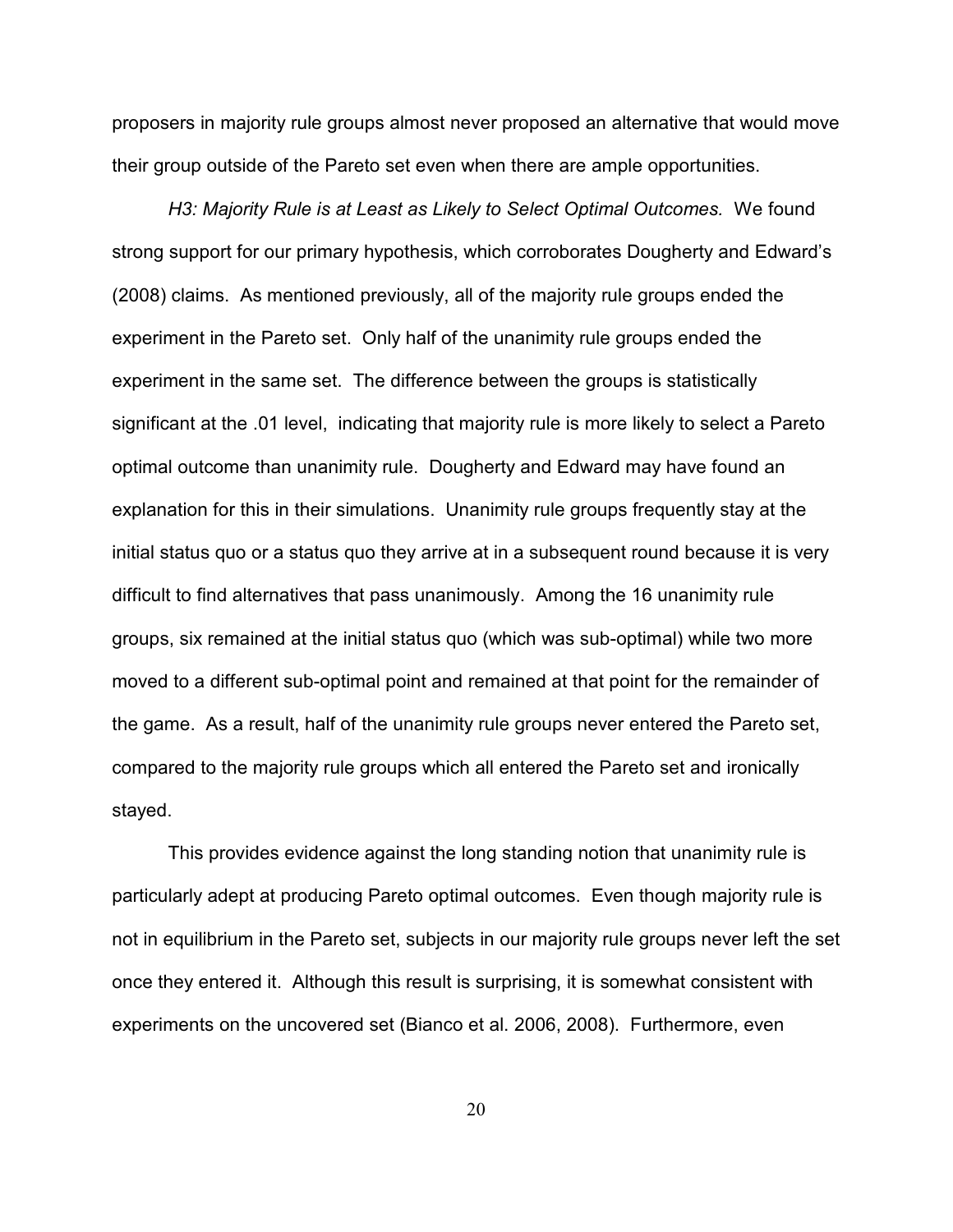proposers in majority rule groups almost never proposed an alternative that would move their group outside of the Pareto set even when there are ample opportunities.

*H3: Majority Rule is at Least as Likely to Select Optimal Outcomes.* We found strong support for our primary hypothesis, which corroborates Dougherty and Edward's (2008) claims. As mentioned previously, all of the majority rule groups ended the experiment in the Pareto set. Only half of the unanimity rule groups ended the experiment in the same set. The difference between the groups is statistically significant at the .01 level, indicating that majority rule is more likely to select a Pareto optimal outcome than unanimity rule. Dougherty and Edward may have found an explanation for this in their simulations. Unanimity rule groups frequently stay at the initial status quo or a status quo they arrive at in a subsequent round because it is very difficult to find alternatives that pass unanimously. Among the 16 unanimity rule groups, six remained at the initial status quo (which was sub-optimal) while two more moved to a different sub-optimal point and remained at that point for the remainder of the game. As a result, half of the unanimity rule groups never entered the Pareto set, compared to the majority rule groups which all entered the Pareto set and ironically stayed.

This provides evidence against the long standing notion that unanimity rule is particularly adept at producing Pareto optimal outcomes. Even though majority rule is not in equilibrium in the Pareto set, subjects in our majority rule groups never left the set once they entered it. Although this result is surprising, it is somewhat consistent with experiments on the uncovered set (Bianco et al. 2006, 2008). Furthermore, even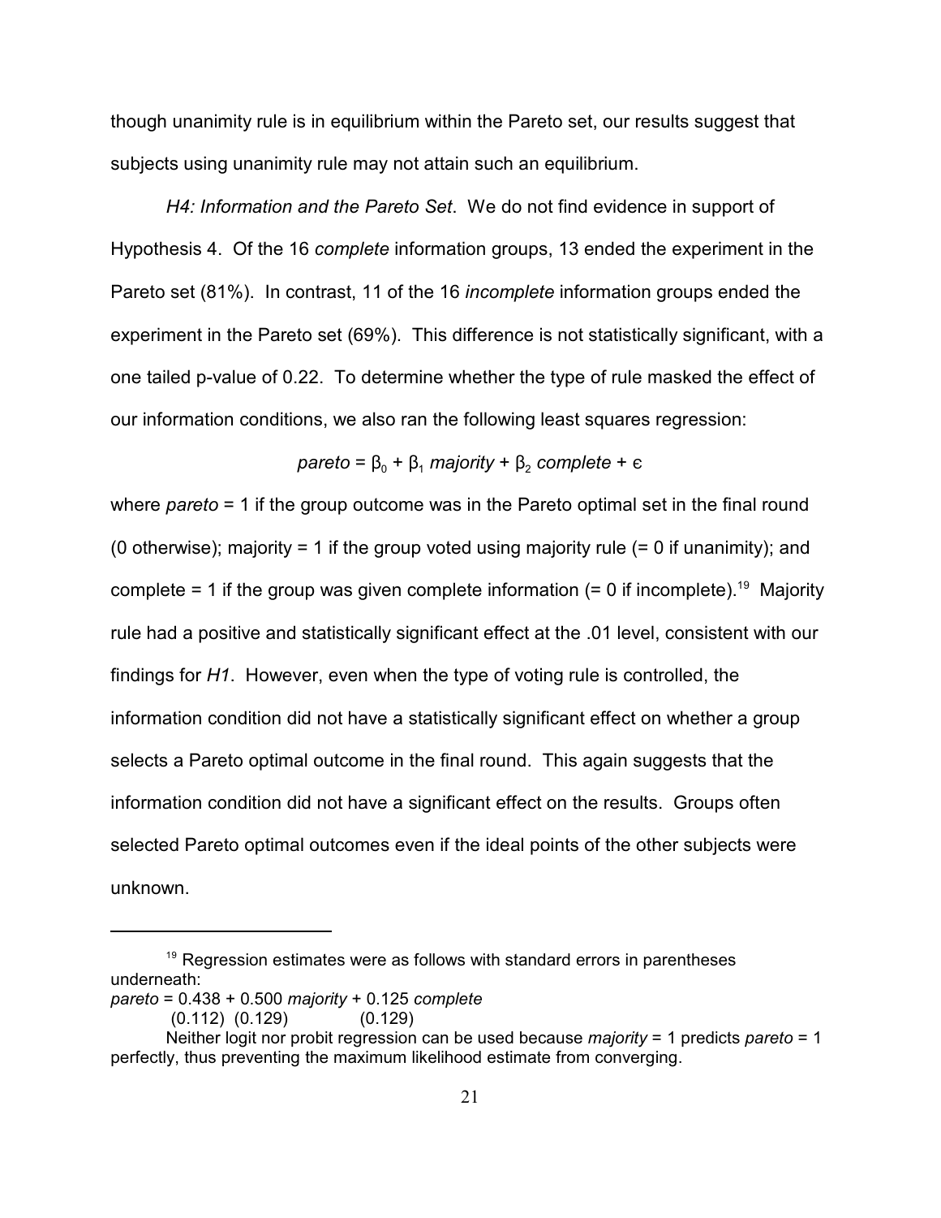though unanimity rule is in equilibrium within the Pareto set, our results suggest that subjects using unanimity rule may not attain such an equilibrium.

*H4: Information and the Pareto Set*. We do not find evidence in support of Hypothesis 4. Of the 16 *complete* information groups, 13 ended the experiment in the Pareto set (81%). In contrast, 11 of the 16 *incomplete* information groups ended the experiment in the Pareto set (69%). This difference is not statistically significant, with a one tailed p-value of 0.22. To determine whether the type of rule masked the effect of our information conditions, we also ran the following least squares regression:

$$pareto = \beta_0 + \beta_1 \, majority + \beta_2 \, complete + \epsilon$$

where *pareto* = 1 if the group outcome was in the Pareto optimal set in the final round (0 otherwise); majority = 1 if the group voted using majority rule (= 0 if unanimity); and complete = 1 if the group was given complete information (= 0 if incomplete).[19] Majority rule had a positive and statistically significant effect at the .01 level, consistent with our findings for *H1*. However, even when the type of voting rule is controlled, the information condition did not have a statistically significant effect on whether a group selects a Pareto optimal outcome in the final round. This again suggests that the information condition did not have a significant effect on the results. Groups often selected Pareto optimal outcomes even if the ideal points of the other subjects were unknown.

---

[19] Regression estimates were as follows with standard errors in parentheses underneath:

$$\underset{(0.112)}{pareto = 0.438} + \underset{(0.129)}{0.500 \, majority} + \underset{(0.129)}{0.125 \, complete}$$

Neither logit nor probit regression can be used because *majority* = 1 predicts *pareto* = 1 perfectly, thus preventing the maximum likelihood estimate from converging.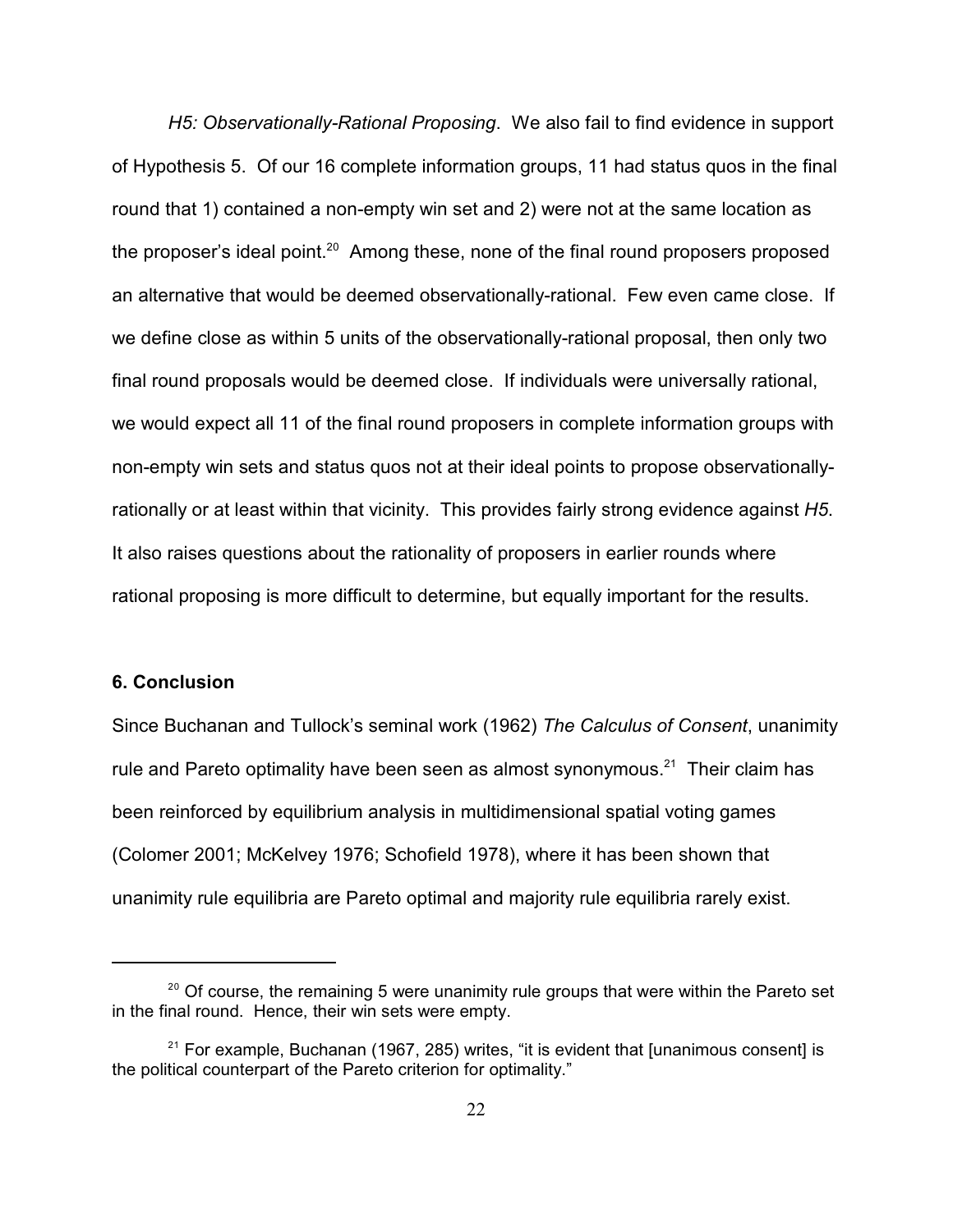*H5: Observationally-Rational Proposing*. We also fail to find evidence in support of Hypothesis 5. Of our 16 complete information groups, 11 had status quos in the final round that 1) contained a non-empty win set and 2) were not at the same location as the proposer's ideal point.[20] Among these, none of the final round proposers proposed an alternative that would be deemed observationally-rational. Few even came close. If we define close as within 5 units of the observationally-rational proposal, then only two final round proposals would be deemed close. If individuals were universally rational, we would expect all 11 of the final round proposers in complete information groups with non-empty win sets and status quos not at their ideal points to propose observationally-rationally or at least within that vicinity. This provides fairly strong evidence against *H5*. It also raises questions about the rationality of proposers in earlier rounds where rational proposing is more difficult to determine, but equally important for the results.

## 6. Conclusion

Since Buchanan and Tullock's seminal work (1962) *The Calculus of Consent*, unanimity rule and Pareto optimality have been seen as almost synonymous.[21] Their claim has been reinforced by equilibrium analysis in multidimensional spatial voting games (Colomer 2001; McKelvey 1976; Schofield 1978), where it has been shown that unanimity rule equilibria are Pareto optimal and majority rule equilibria rarely exist.

---

[20] Of course, the remaining 5 were unanimity rule groups that were within the Pareto set in the final round. Hence, their win sets were empty.

[21] For example, Buchanan (1967, 285) writes, "it is evident that [unanimous consent] is the political counterpart of the Pareto criterion for optimality."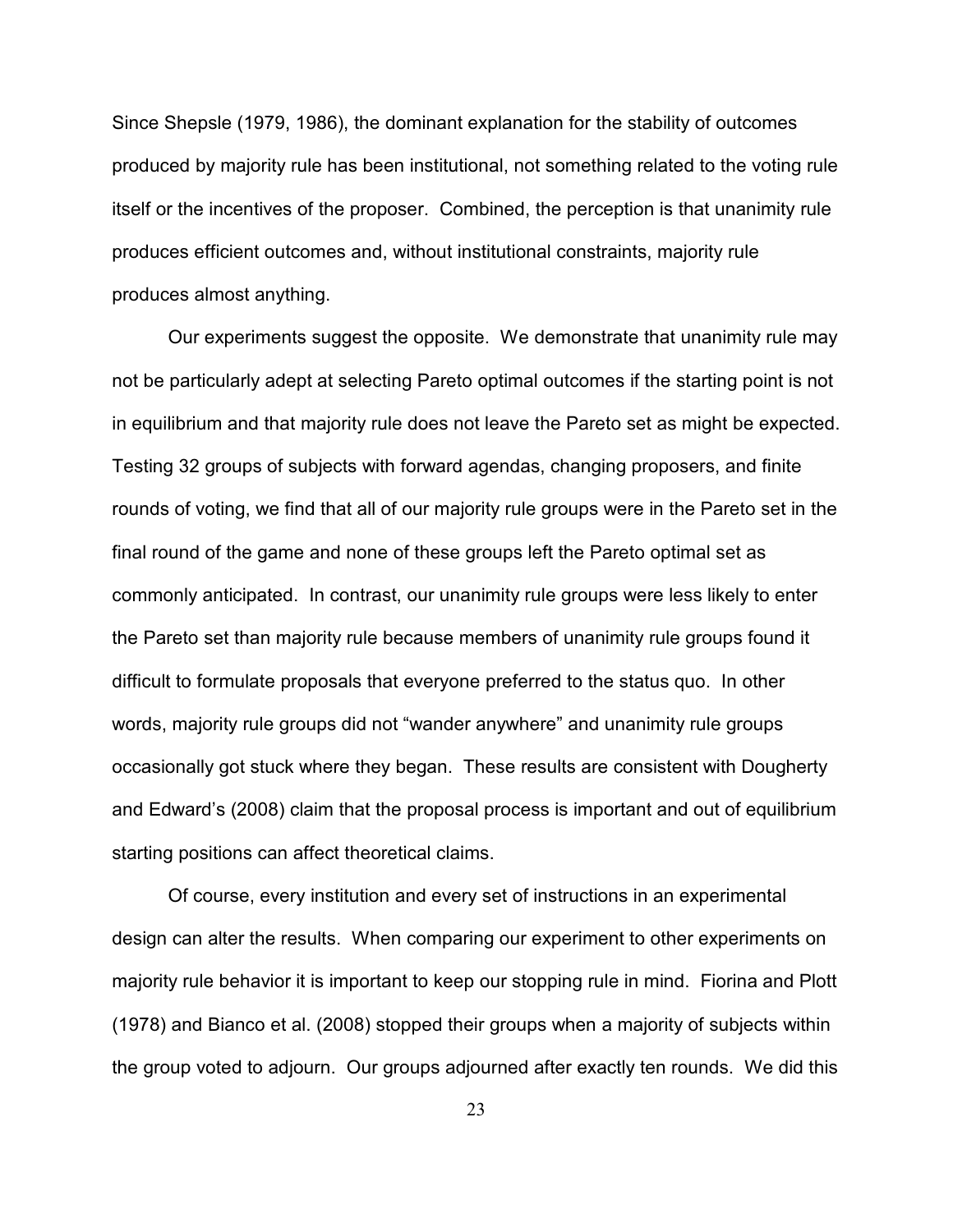Since Shepsle (1979, 1986), the dominant explanation for the stability of outcomes produced by majority rule has been institutional, not something related to the voting rule itself or the incentives of the proposer. Combined, the perception is that unanimity rule produces efficient outcomes and, without institutional constraints, majority rule produces almost anything.

Our experiments suggest the opposite. We demonstrate that unanimity rule may not be particularly adept at selecting Pareto optimal outcomes if the starting point is not in equilibrium and that majority rule does not leave the Pareto set as might be expected. Testing 32 groups of subjects with forward agendas, changing proposers, and finite rounds of voting, we find that all of our majority rule groups were in the Pareto set in the final round of the game and none of these groups left the Pareto optimal set as commonly anticipated. In contrast, our unanimity rule groups were less likely to enter the Pareto set than majority rule because members of unanimity rule groups found it difficult to formulate proposals that everyone preferred to the status quo. In other words, majority rule groups did not "wander anywhere" and unanimity rule groups occasionally got stuck where they began. These results are consistent with Dougherty and Edward's (2008) claim that the proposal process is important and out of equilibrium starting positions can affect theoretical claims.

Of course, every institution and every set of instructions in an experimental design can alter the results. When comparing our experiment to other experiments on majority rule behavior it is important to keep our stopping rule in mind. Fiorina and Plott (1978) and Bianco et al. (2008) stopped their groups when a majority of subjects within the group voted to adjourn. Our groups adjourned after exactly ten rounds. We did this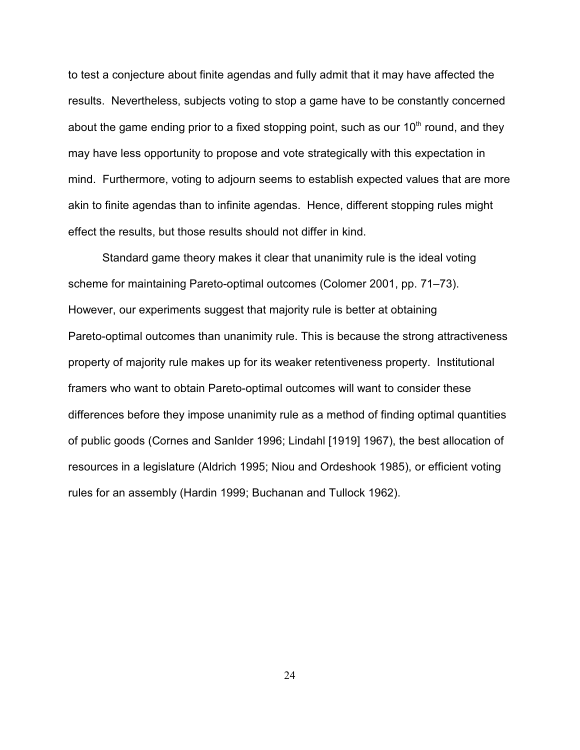to test a conjecture about finite agendas and fully admit that it may have affected the results. Nevertheless, subjects voting to stop a game have to be constantly concerned about the game ending prior to a fixed stopping point, such as our 10th round, and they may have less opportunity to propose and vote strategically with this expectation in mind. Furthermore, voting to adjourn seems to establish expected values that are more akin to finite agendas than to infinite agendas. Hence, different stopping rules might effect the results, but those results should not differ in kind.

Standard game theory makes it clear that unanimity rule is the ideal voting scheme for maintaining Pareto-optimal outcomes (Colomer 2001, pp. 71–73). However, our experiments suggest that majority rule is better at obtaining Pareto-optimal outcomes than unanimity rule. This is because the strong attractiveness property of majority rule makes up for its weaker retentiveness property. Institutional framers who want to obtain Pareto-optimal outcomes will want to consider these differences before they impose unanimity rule as a method of finding optimal quantities of public goods (Cornes and Sanlder 1996; Lindahl [1919] 1967), the best allocation of resources in a legislature (Aldrich 1995; Niou and Ordeshook 1985), or efficient voting rules for an assembly (Hardin 1999; Buchanan and Tullock 1962).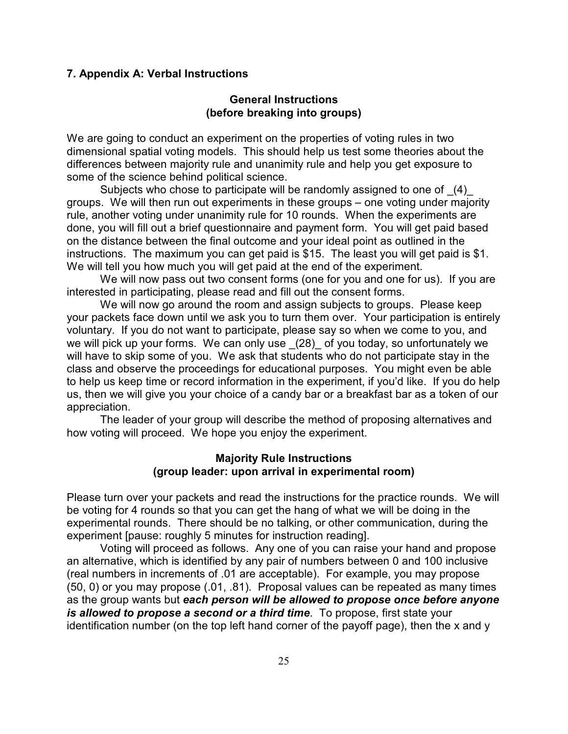## 7. Appendix A: Verbal Instructions

**General Instructions**
**(before breaking into groups)**

We are going to conduct an experiment on the properties of voting rules in two dimensional spatial voting models. This should help us test some theories about the differences between majority rule and unanimity rule and help you get exposure to some of the science behind political science.

Subjects who chose to participate will be randomly assigned to one of _(4)_ groups. We will then run out experiments in these groups – one voting under majority rule, another voting under unanimity rule for 10 rounds. When the experiments are done, you will fill out a brief questionnaire and payment form. You will get paid based on the distance between the final outcome and your ideal point as outlined in the instructions. The maximum you can get paid is $15. The least you will get paid is $1. We will tell you how much you will get paid at the end of the experiment.

We will now pass out two consent forms (one for you and one for us). If you are interested in participating, please read and fill out the consent forms.

We will now go around the room and assign subjects to groups. Please keep your packets face down until we ask you to turn them over. Your participation is entirely voluntary. If you do not want to participate, please say so when we come to you, and we will pick up your forms. We can only use _(28)_ of you today, so unfortunately we will have to skip some of you. We ask that students who do not participate stay in the class and observe the proceedings for educational purposes. You might even be able to help us keep time or record information in the experiment, if you'd like. If you do help us, then we will give you your choice of a candy bar or a breakfast bar as a token of our appreciation.

The leader of your group will describe the method of proposing alternatives and how voting will proceed. We hope you enjoy the experiment.

**Majority Rule Instructions**
**(group leader: upon arrival in experimental room)**

Please turn over your packets and read the instructions for the practice rounds. We will be voting for 4 rounds so that you can get the hang of what we will be doing in the experimental rounds. There should be no talking, or other communication, during the experiment [pause: roughly 5 minutes for instruction reading].

Voting will proceed as follows. Any one of you can raise your hand and propose an alternative, which is identified by any pair of numbers between 0 and 100 inclusive (real numbers in increments of .01 are acceptable). For example, you may propose (50, 0) or you may propose (.01, .81). Proposal values can be repeated as many times as the group wants but ***each person will be allowed to propose once before anyone is allowed to propose a second or a third time***. To propose, first state your identification number (on the top left hand corner of the payoff page), then the x and y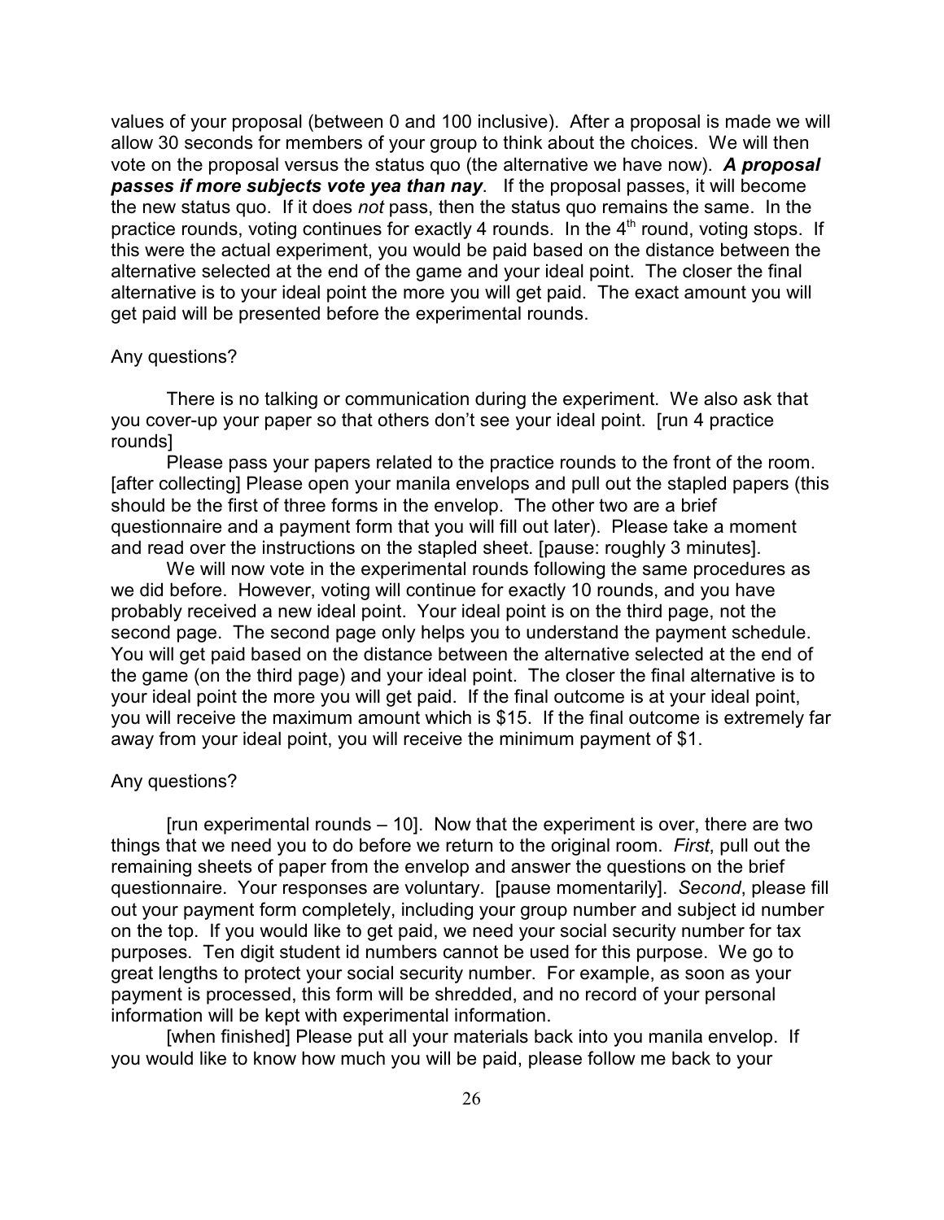values of your proposal (between 0 and 100 inclusive). After a proposal is made we will allow 30 seconds for members of your group to think about the choices. We will then vote on the proposal versus the status quo (the alternative we have now). ***A proposal passes if more subjects vote yea than nay***. If the proposal passes, it will become the new status quo. If it does *not* pass, then the status quo remains the same. In the practice rounds, voting continues for exactly 4 rounds. In the 4th round, voting stops. If this were the actual experiment, you would be paid based on the distance between the alternative selected at the end of the game and your ideal point. The closer the final alternative is to your ideal point the more you will get paid. The exact amount you will get paid will be presented before the experimental rounds.

Any questions?

There is no talking or communication during the experiment. We also ask that you cover-up your paper so that others don't see your ideal point. [run 4 practice rounds]

Please pass your papers related to the practice rounds to the front of the room. [after collecting] Please open your manila envelops and pull out the stapled papers (this should be the first of three forms in the envelop. The other two are a brief questionnaire and a payment form that you will fill out later). Please take a moment and read over the instructions on the stapled sheet. [pause: roughly 3 minutes].

We will now vote in the experimental rounds following the same procedures as we did before. However, voting will continue for exactly 10 rounds, and you have probably received a new ideal point. Your ideal point is on the third page, not the second page. The second page only helps you to understand the payment schedule. You will get paid based on the distance between the alternative selected at the end of the game (on the third page) and your ideal point. The closer the final alternative is to your ideal point the more you will get paid. If the final outcome is at your ideal point, you will receive the maximum amount which is $15. If the final outcome is extremely far away from your ideal point, you will receive the minimum payment of $1.

Any questions?

[run experimental rounds – 10]. Now that the experiment is over, there are two things that we need you to do before we return to the original room. *First*, pull out the remaining sheets of paper from the envelop and answer the questions on the brief questionnaire. Your responses are voluntary. [pause momentarily]. *Second*, please fill out your payment form completely, including your group number and subject id number on the top. If you would like to get paid, we need your social security number for tax purposes. Ten digit student id numbers cannot be used for this purpose. We go to great lengths to protect your social security number. For example, as soon as your payment is processed, this form will be shredded, and no record of your personal information will be kept with experimental information.

[when finished] Please put all your materials back into you manila envelop. If you would like to know how much you will be paid, please follow me back to your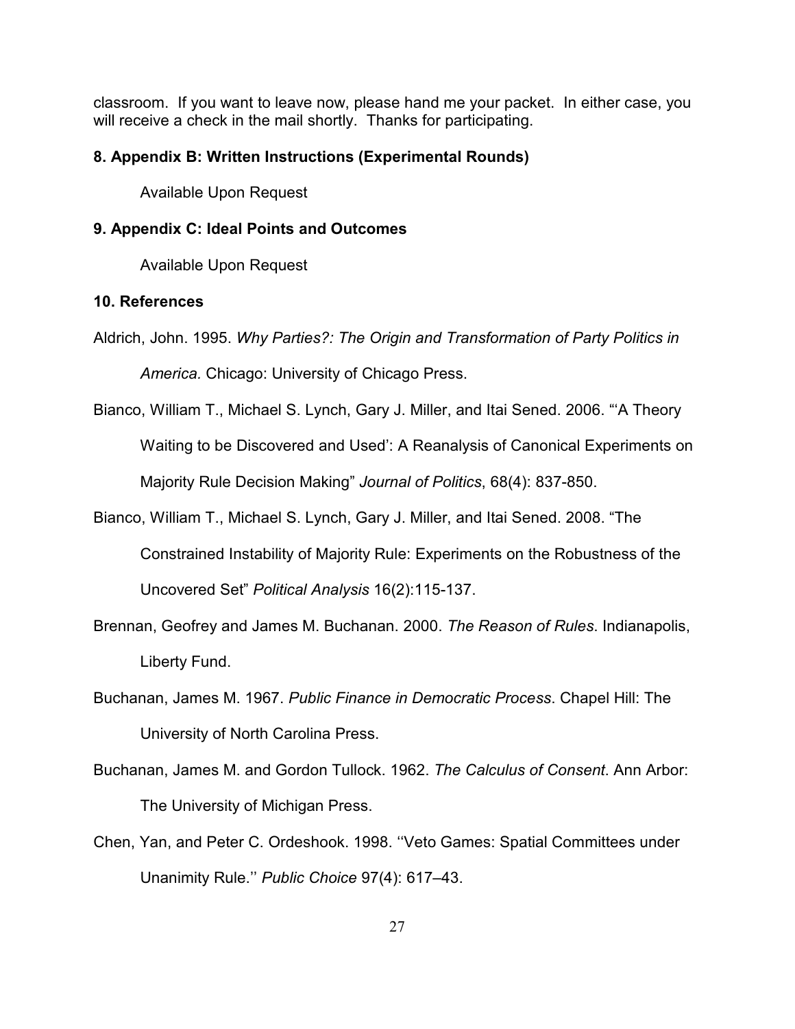classroom. If you want to leave now, please hand me your packet. In either case, you will receive a check in the mail shortly. Thanks for participating.

## 8. Appendix B: Written Instructions (Experimental Rounds)

Available Upon Request

## 9. Appendix C: Ideal Points and Outcomes

Available Upon Request

## 10. References

Aldrich, John. 1995. *Why Parties?: The Origin and Transformation of Party Politics in America.* Chicago: University of Chicago Press.

Bianco, William T., Michael S. Lynch, Gary J. Miller, and Itai Sened. 2006. "'A Theory Waiting to be Discovered and Used': A Reanalysis of Canonical Experiments on Majority Rule Decision Making" *Journal of Politics*, 68(4): 837-850.

Bianco, William T., Michael S. Lynch, Gary J. Miller, and Itai Sened. 2008. "The Constrained Instability of Majority Rule: Experiments on the Robustness of the Uncovered Set" *Political Analysis* 16(2):115-137.

Brennan, Geofrey and James M. Buchanan. 2000. *The Reason of Rules*. Indianapolis, Liberty Fund.

Buchanan, James M. 1967. *Public Finance in Democratic Process*. Chapel Hill: The University of North Carolina Press.

Buchanan, James M. and Gordon Tullock. 1962. *The Calculus of Consent*. Ann Arbor: The University of Michigan Press.

Chen, Yan, and Peter C. Ordeshook. 1998. ''Veto Games: Spatial Committees under Unanimity Rule.'' *Public Choice* 97(4): 617–43.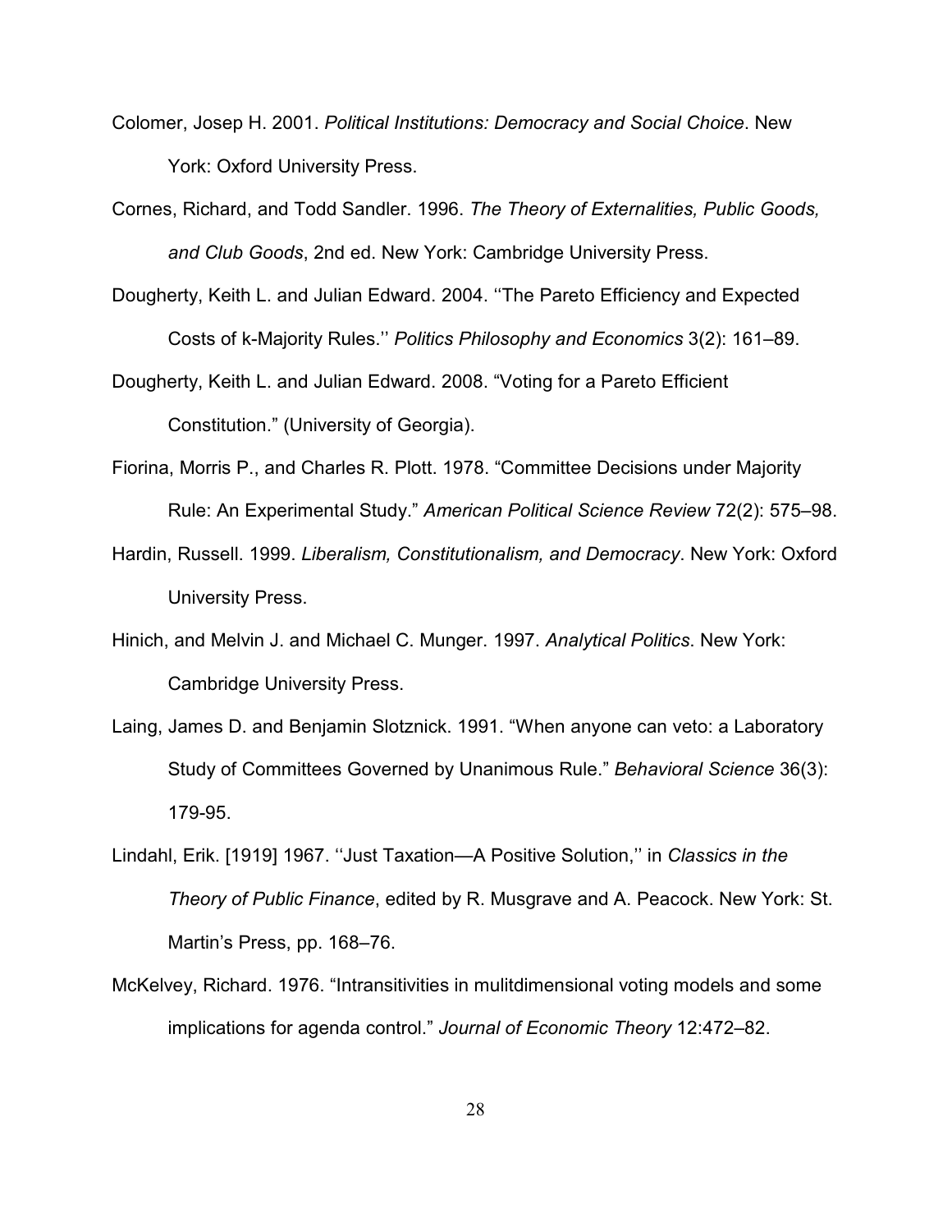Colomer, Josep H. 2001. *Political Institutions: Democracy and Social Choice*. New York: Oxford University Press.

Cornes, Richard, and Todd Sandler. 1996. *The Theory of Externalities, Public Goods, and Club Goods*, 2nd ed. New York: Cambridge University Press.

Dougherty, Keith L. and Julian Edward. 2004. ''The Pareto Efficiency and Expected Costs of k-Majority Rules.'' *Politics Philosophy and Economics* 3(2): 161–89.

Dougherty, Keith L. and Julian Edward. 2008. "Voting for a Pareto Efficient Constitution." (University of Georgia).

Fiorina, Morris P., and Charles R. Plott. 1978. "Committee Decisions under Majority Rule: An Experimental Study." *American Political Science Review* 72(2): 575–98.

Hardin, Russell. 1999. *Liberalism, Constitutionalism, and Democracy*. New York: Oxford University Press.

Hinich, and Melvin J. and Michael C. Munger. 1997. *Analytical Politics*. New York: Cambridge University Press.

Laing, James D. and Benjamin Slotznick. 1991. "When anyone can veto: a Laboratory Study of Committees Governed by Unanimous Rule." *Behavioral Science* 36(3): 179-95.

Lindahl, Erik. [1919] 1967. ''Just Taxation—A Positive Solution,'' in *Classics in the Theory of Public Finance*, edited by R. Musgrave and A. Peacock. New York: St. Martin's Press, pp. 168–76.

McKelvey, Richard. 1976. "Intransitivities in mulitdimensional voting models and some implications for agenda control." *Journal of Economic Theory* 12:472–82.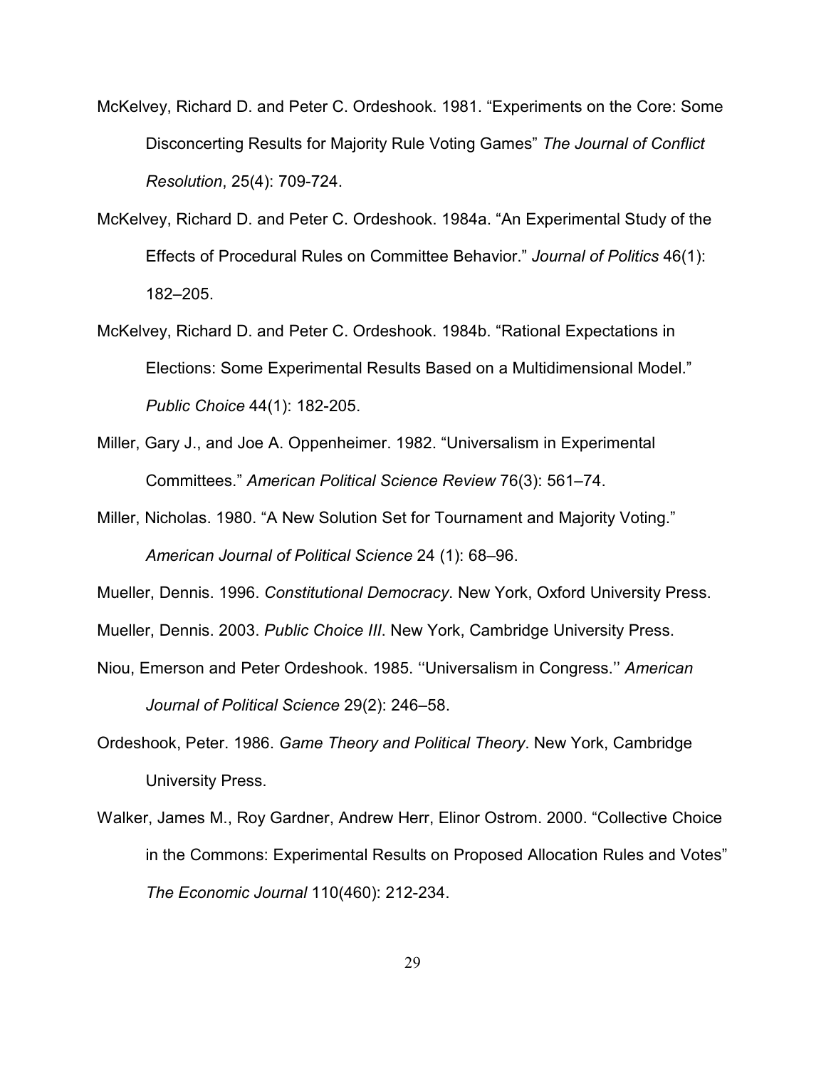McKelvey, Richard D. and Peter C. Ordeshook. 1981. “Experiments on the Core: Some Disconcerting Results for Majority Rule Voting Games” *The Journal of Conflict Resolution*, 25(4): 709-724.

McKelvey, Richard D. and Peter C. Ordeshook. 1984a. “An Experimental Study of the Effects of Procedural Rules on Committee Behavior.” *Journal of Politics* 46(1): 182–205.

McKelvey, Richard D. and Peter C. Ordeshook. 1984b. “Rational Expectations in Elections: Some Experimental Results Based on a Multidimensional Model.” *Public Choice* 44(1): 182-205.

Miller, Gary J., and Joe A. Oppenheimer. 1982. “Universalism in Experimental Committees.” *American Political Science Review* 76(3): 561–74.

Miller, Nicholas. 1980. “A New Solution Set for Tournament and Majority Voting.” *American Journal of Political Science* 24 (1): 68–96.

Mueller, Dennis. 1996. *Constitutional Democracy*. New York, Oxford University Press.

Mueller, Dennis. 2003. *Public Choice III*. New York, Cambridge University Press.

Niou, Emerson and Peter Ordeshook. 1985. ‘‘Universalism in Congress.’’ *American Journal of Political Science* 29(2): 246–58.

Ordeshook, Peter. 1986. *Game Theory and Political Theory*. New York, Cambridge University Press.

Walker, James M., Roy Gardner, Andrew Herr, Elinor Ostrom. 2000. “Collective Choice in the Commons: Experimental Results on Proposed Allocation Rules and Votes” *The Economic Journal* 110(460): 212-234.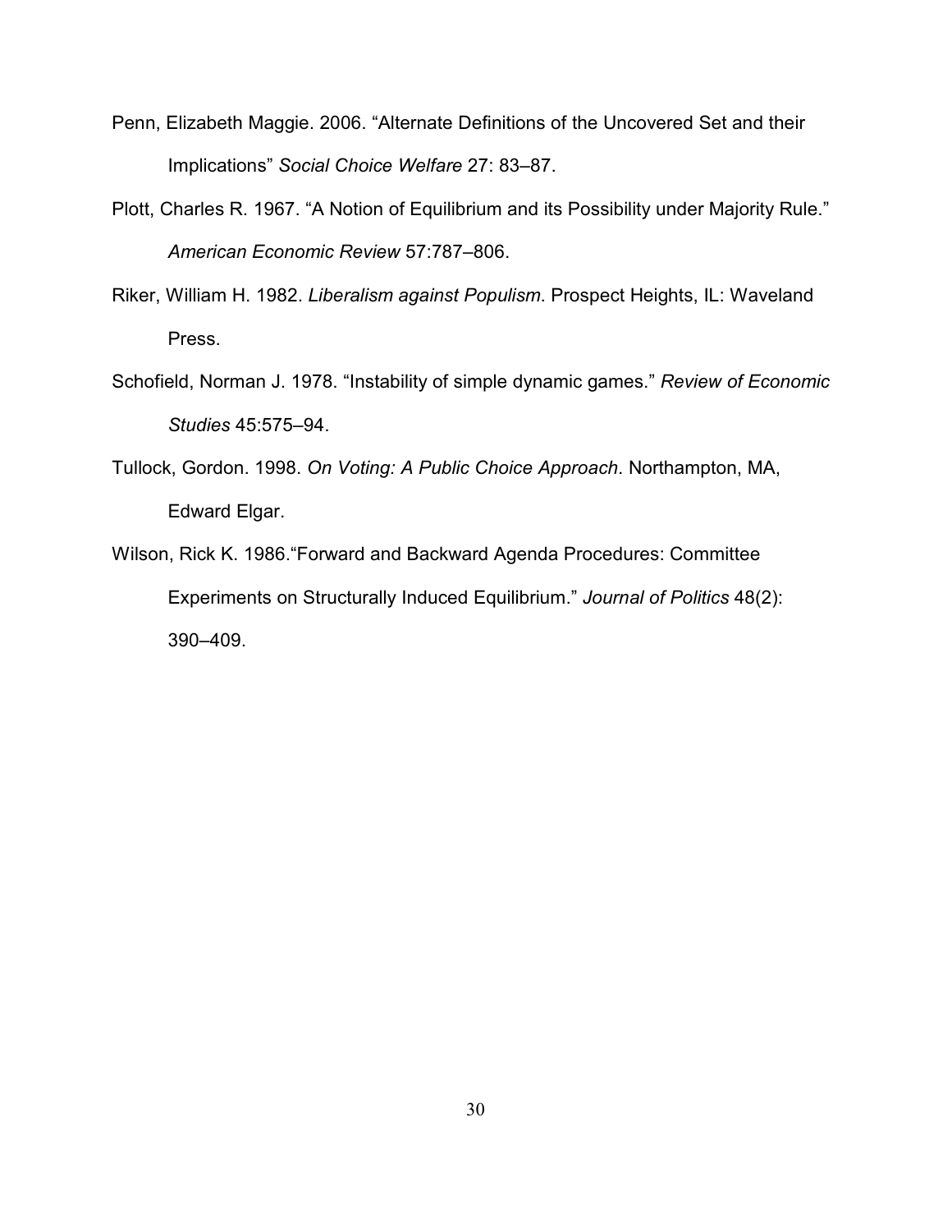Penn, Elizabeth Maggie. 2006. "Alternate Definitions of the Uncovered Set and their Implications" *Social Choice Welfare* 27: 83–87.

Plott, Charles R. 1967. "A Notion of Equilibrium and its Possibility under Majority Rule." *American Economic Review* 57:787–806.

Riker, William H. 1982. *Liberalism against Populism*. Prospect Heights, IL: Waveland Press.

Schofield, Norman J. 1978. "Instability of simple dynamic games." *Review of Economic Studies* 45:575–94.

Tullock, Gordon. 1998. *On Voting: A Public Choice Approach*. Northampton, MA, Edward Elgar.

Wilson, Rick K. 1986."Forward and Backward Agenda Procedures: Committee Experiments on Structurally Induced Equilibrium." *Journal of Politics* 48(2): 390–409.